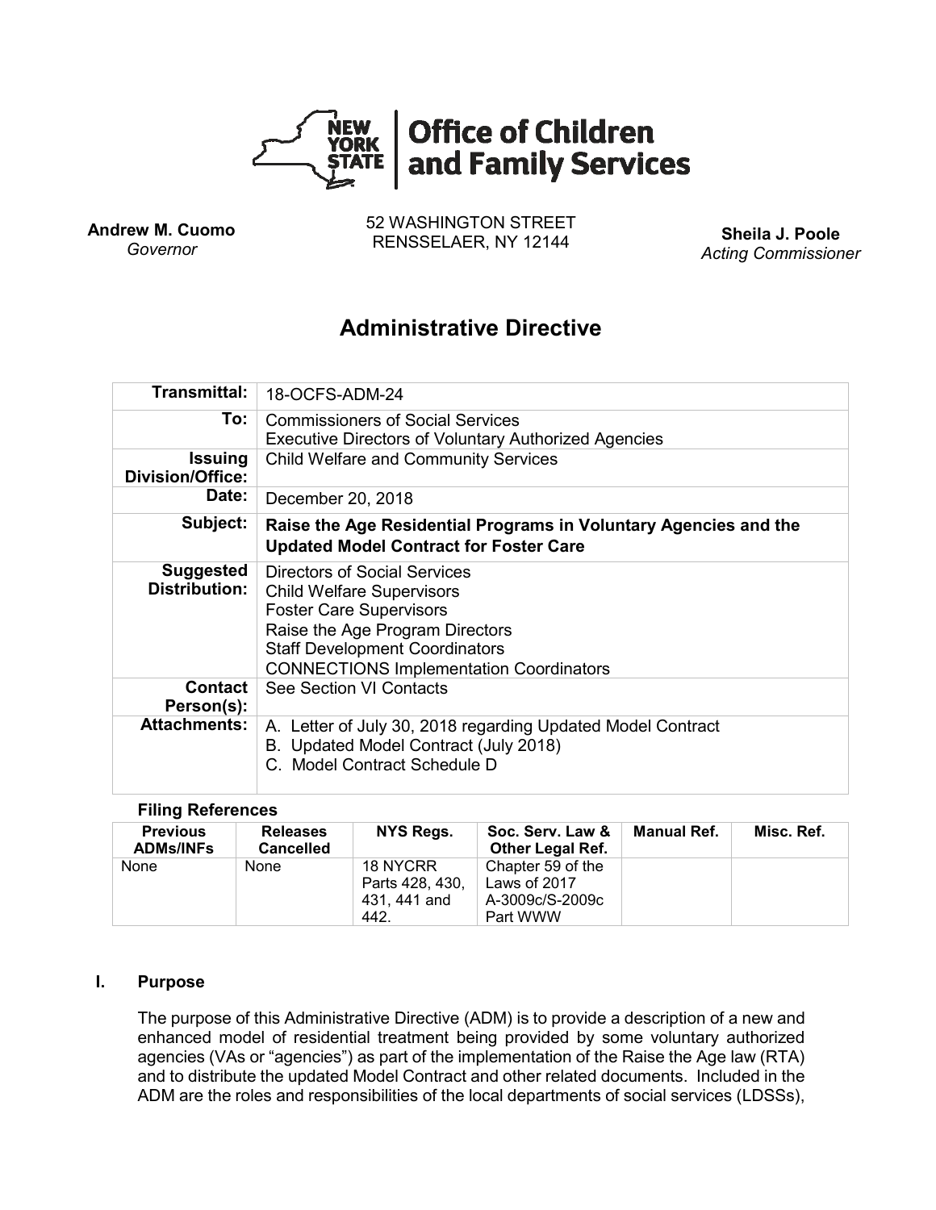**NEW YORK STATE | Office of Children and Family Services**

**Andrew M. Cuomo**
*Governor*

52 WASHINGTON STREET
RENSSELAER, NY 12144

**Sheila J. Poole**
*Acting Commissioner*

# Administrative Directive

| | |
|---|---|
| **Transmittal:** | 18-OCFS-ADM-24 |
| **To:** | Commissioners of Social Services<br>Executive Directors of Voluntary Authorized Agencies |
| **Issuing Division/Office:** | Child Welfare and Community Services |
| **Date:** | December 20, 2018 |
| **Subject:** | **Raise the Age Residential Programs in Voluntary Agencies and the Updated Model Contract for Foster Care** |
| **Suggested Distribution:** | Directors of Social Services<br>Child Welfare Supervisors<br>Foster Care Supervisors<br>Raise the Age Program Directors<br>Staff Development Coordinators<br>CONNECTIONS Implementation Coordinators |
| **Contact Person(s):** | See Section VI Contacts |
| **Attachments:** | A. Letter of July 30, 2018 regarding Updated Model Contract<br>B. Updated Model Contract (July 2018)<br>C. Model Contract Schedule D |

**Filing References**

| Previous ADMs/INFs | Releases Cancelled | NYS Regs. | Soc. Serv. Law & Other Legal Ref. | Manual Ref. | Misc. Ref. |
|---|---|---|---|---|---|
| None | None | 18 NYCRR Parts 428, 430, 431, 441 and 442. | Chapter 59 of the Laws of 2017 A-3009c/S-2009c Part WWW | | |

## I. Purpose

The purpose of this Administrative Directive (ADM) is to provide a description of a new and enhanced model of residential treatment being provided by some voluntary authorized agencies (VAs or "agencies") as part of the implementation of the Raise the Age law (RTA) and to distribute the updated Model Contract and other related documents. Included in the ADM are the roles and responsibilities of the local departments of social services (LDSSs),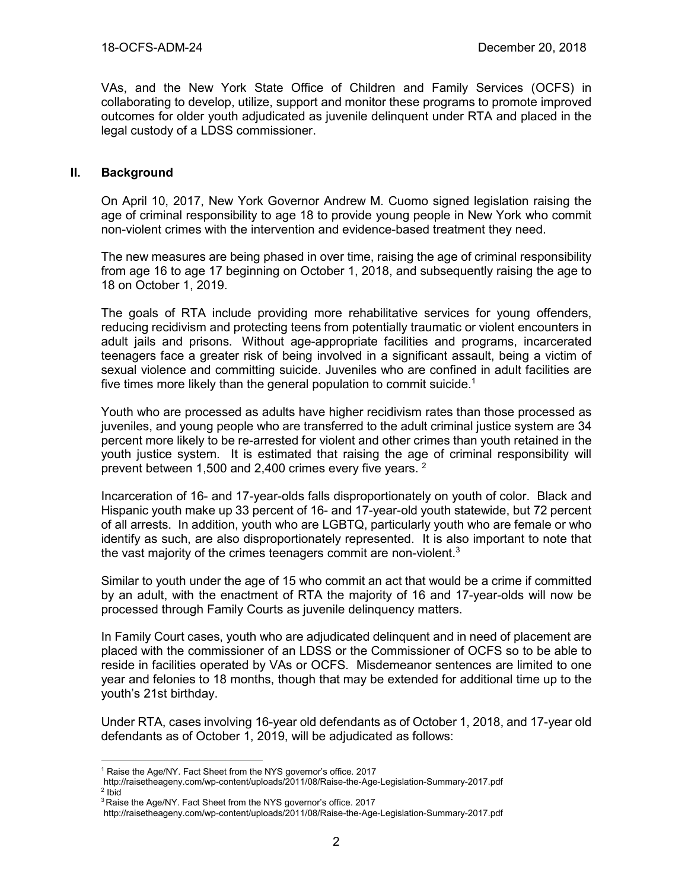VAs, and the New York State Office of Children and Family Services (OCFS) in collaborating to develop, utilize, support and monitor these programs to promote improved outcomes for older youth adjudicated as juvenile delinquent under RTA and placed in the legal custody of a LDSS commissioner.

## II. Background

On April 10, 2017, New York Governor Andrew M. Cuomo signed legislation raising the age of criminal responsibility to age 18 to provide young people in New York who commit non-violent crimes with the intervention and evidence-based treatment they need.

The new measures are being phased in over time, raising the age of criminal responsibility from age 16 to age 17 beginning on October 1, 2018, and subsequently raising the age to 18 on October 1, 2019.

The goals of RTA include providing more rehabilitative services for young offenders, reducing recidivism and protecting teens from potentially traumatic or violent encounters in adult jails and prisons. Without age-appropriate facilities and programs, incarcerated teenagers face a greater risk of being involved in a significant assault, being a victim of sexual violence and committing suicide. Juveniles who are confined in adult facilities are five times more likely than the general population to commit suicide.[1]

Youth who are processed as adults have higher recidivism rates than those processed as juveniles, and young people who are transferred to the adult criminal justice system are 34 percent more likely to be re-arrested for violent and other crimes than youth retained in the youth justice system. It is estimated that raising the age of criminal responsibility will prevent between 1,500 and 2,400 crimes every five years. [2]

Incarceration of 16- and 17-year-olds falls disproportionately on youth of color. Black and Hispanic youth make up 33 percent of 16- and 17-year-old youth statewide, but 72 percent of all arrests. In addition, youth who are LGBTQ, particularly youth who are female or who identify as such, are also disproportionately represented. It is also important to note that the vast majority of the crimes teenagers commit are non-violent.[3]

Similar to youth under the age of 15 who commit an act that would be a crime if committed by an adult, with the enactment of RTA the majority of 16 and 17-year-olds will now be processed through Family Courts as juvenile delinquency matters.

In Family Court cases, youth who are adjudicated delinquent and in need of placement are placed with the commissioner of an LDSS or the Commissioner of OCFS so to be able to reside in facilities operated by VAs or OCFS. Misdemeanor sentences are limited to one year and felonies to 18 months, though that may be extended for additional time up to the youth's 21st birthday.

Under RTA, cases involving 16-year old defendants as of October 1, 2018, and 17-year old defendants as of October 1, 2019, will be adjudicated as follows:

---

[1] Raise the Age/NY. Fact Sheet from the NYS governor's office. 2017 http://raisetheageny.com/wp-content/uploads/2011/08/Raise-the-Age-Legislation-Summary-2017.pdf

[2] Ibid

[3] Raise the Age/NY. Fact Sheet from the NYS governor's office. 2017 http://raisetheageny.com/wp-content/uploads/2011/08/Raise-the-Age-Legislation-Summary-2017.pdf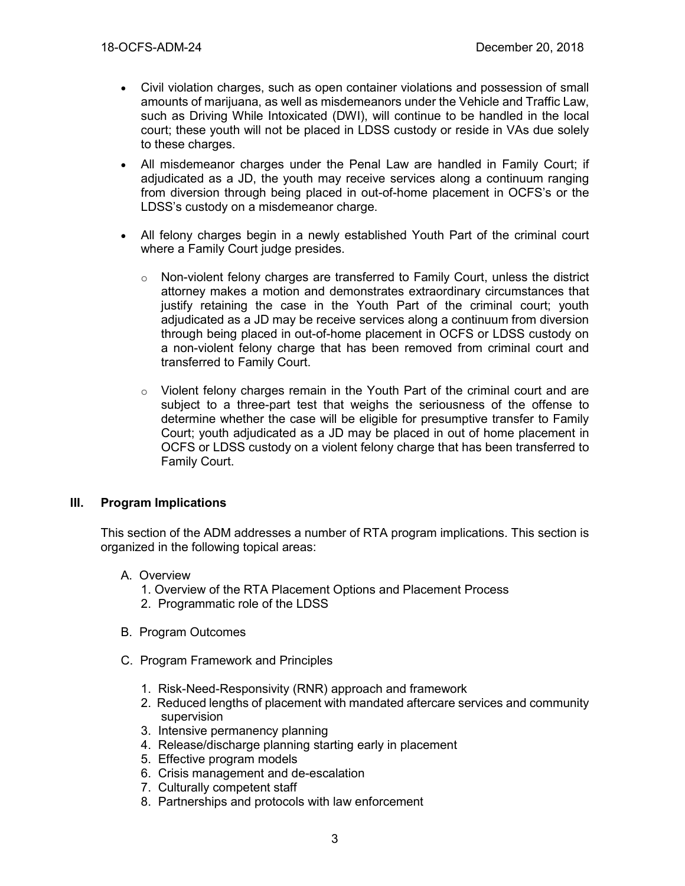- Civil violation charges, such as open container violations and possession of small amounts of marijuana, as well as misdemeanors under the Vehicle and Traffic Law, such as Driving While Intoxicated (DWI), will continue to be handled in the local court; these youth will not be placed in LDSS custody or reside in VAs due solely to these charges.
- All misdemeanor charges under the Penal Law are handled in Family Court; if adjudicated as a JD, the youth may receive services along a continuum ranging from diversion through being placed in out-of-home placement in OCFS's or the LDSS's custody on a misdemeanor charge.
- All felony charges begin in a newly established Youth Part of the criminal court where a Family Court judge presides.
  - Non-violent felony charges are transferred to Family Court, unless the district attorney makes a motion and demonstrates extraordinary circumstances that justify retaining the case in the Youth Part of the criminal court; youth adjudicated as a JD may be receive services along a continuum from diversion through being placed in out-of-home placement in OCFS or LDSS custody on a non-violent felony charge that has been removed from criminal court and transferred to Family Court.
  - Violent felony charges remain in the Youth Part of the criminal court and are subject to a three-part test that weighs the seriousness of the offense to determine whether the case will be eligible for presumptive transfer to Family Court; youth adjudicated as a JD may be placed in out of home placement in OCFS or LDSS custody on a violent felony charge that has been transferred to Family Court.

## III. Program Implications

This section of the ADM addresses a number of RTA program implications. This section is organized in the following topical areas:

A. Overview
   1. Overview of the RTA Placement Options and Placement Process
   2. Programmatic role of the LDSS

B. Program Outcomes

C. Program Framework and Principles
   1. Risk-Need-Responsivity (RNR) approach and framework
   2. Reduced lengths of placement with mandated aftercare services and community supervision
   3. Intensive permanency planning
   4. Release/discharge planning starting early in placement
   5. Effective program models
   6. Crisis management and de-escalation
   7. Culturally competent staff
   8. Partnerships and protocols with law enforcement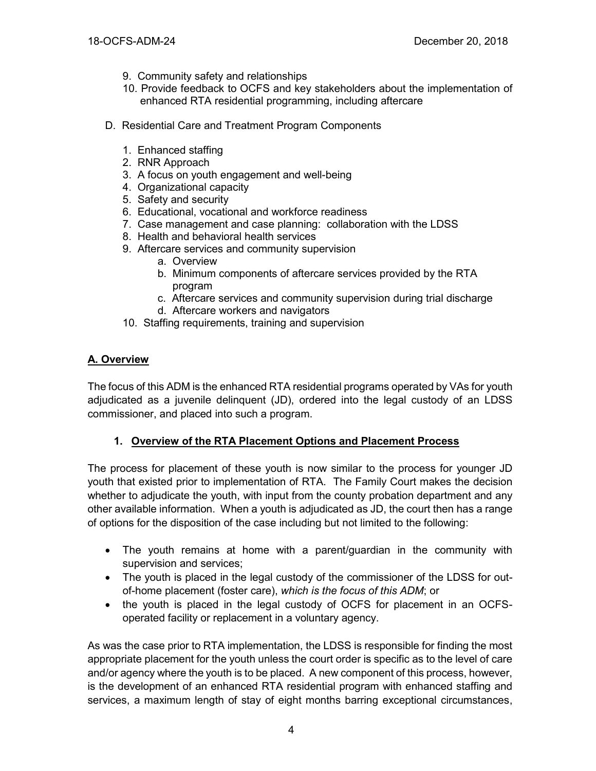9. Community safety and relationships
10. Provide feedback to OCFS and key stakeholders about the implementation of enhanced RTA residential programming, including aftercare

D. Residential Care and Treatment Program Components

1. Enhanced staffing
2. RNR Approach
3. A focus on youth engagement and well-being
4. Organizational capacity
5. Safety and security
6. Educational, vocational and workforce readiness
7. Case management and case planning: collaboration with the LDSS
8. Health and behavioral health services
9. Aftercare services and community supervision
    a. Overview
    b. Minimum components of aftercare services provided by the RTA program
    c. Aftercare services and community supervision during trial discharge
    d. Aftercare workers and navigators
10. Staffing requirements, training and supervision

## A. Overview

The focus of this ADM is the enhanced RTA residential programs operated by VAs for youth adjudicated as a juvenile delinquent (JD), ordered into the legal custody of an LDSS commissioner, and placed into such a program.

### 1. Overview of the RTA Placement Options and Placement Process

The process for placement of these youth is now similar to the process for younger JD youth that existed prior to implementation of RTA. The Family Court makes the decision whether to adjudicate the youth, with input from the county probation department and any other available information. When a youth is adjudicated as JD, the court then has a range of options for the disposition of the case including but not limited to the following:

- The youth remains at home with a parent/guardian in the community with supervision and services;
- The youth is placed in the legal custody of the commissioner of the LDSS for out-of-home placement (foster care), *which is the focus of this ADM*; or
- the youth is placed in the legal custody of OCFS for placement in an OCFS-operated facility or replacement in a voluntary agency.

As was the case prior to RTA implementation, the LDSS is responsible for finding the most appropriate placement for the youth unless the court order is specific as to the level of care and/or agency where the youth is to be placed. A new component of this process, however, is the development of an enhanced RTA residential program with enhanced staffing and services, a maximum length of stay of eight months barring exceptional circumstances,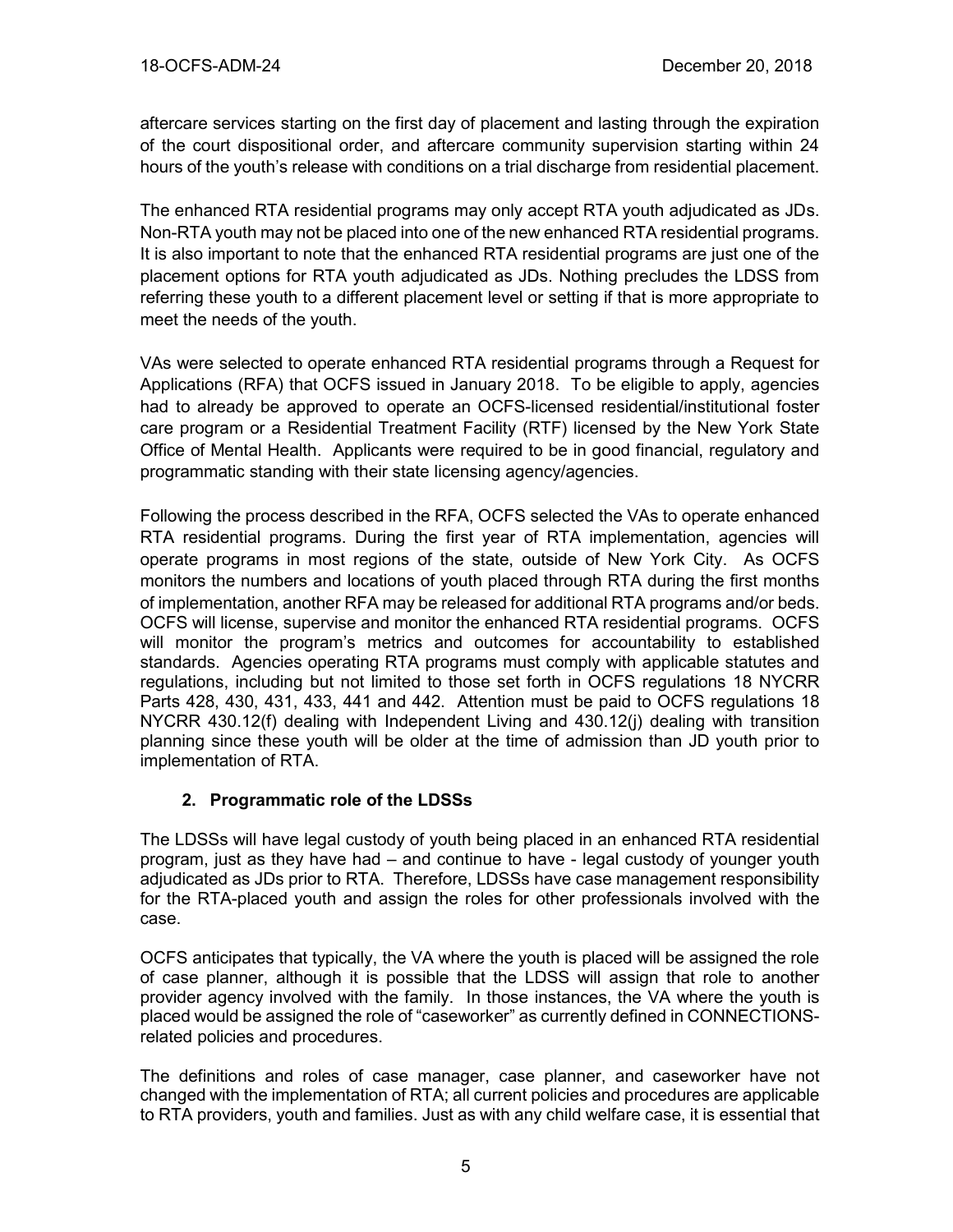aftercare services starting on the first day of placement and lasting through the expiration of the court dispositional order, and aftercare community supervision starting within 24 hours of the youth's release with conditions on a trial discharge from residential placement.

The enhanced RTA residential programs may only accept RTA youth adjudicated as JDs. Non-RTA youth may not be placed into one of the new enhanced RTA residential programs. It is also important to note that the enhanced RTA residential programs are just one of the placement options for RTA youth adjudicated as JDs. Nothing precludes the LDSS from referring these youth to a different placement level or setting if that is more appropriate to meet the needs of the youth.

VAs were selected to operate enhanced RTA residential programs through a Request for Applications (RFA) that OCFS issued in January 2018. To be eligible to apply, agencies had to already be approved to operate an OCFS-licensed residential/institutional foster care program or a Residential Treatment Facility (RTF) licensed by the New York State Office of Mental Health. Applicants were required to be in good financial, regulatory and programmatic standing with their state licensing agency/agencies.

Following the process described in the RFA, OCFS selected the VAs to operate enhanced RTA residential programs. During the first year of RTA implementation, agencies will operate programs in most regions of the state, outside of New York City. As OCFS monitors the numbers and locations of youth placed through RTA during the first months of implementation, another RFA may be released for additional RTA programs and/or beds. OCFS will license, supervise and monitor the enhanced RTA residential programs. OCFS will monitor the program's metrics and outcomes for accountability to established standards. Agencies operating RTA programs must comply with applicable statutes and regulations, including but not limited to those set forth in OCFS regulations 18 NYCRR Parts 428, 430, 431, 433, 441 and 442. Attention must be paid to OCFS regulations 18 NYCRR 430.12(f) dealing with Independent Living and 430.12(j) dealing with transition planning since these youth will be older at the time of admission than JD youth prior to implementation of RTA.

### 2. Programmatic role of the LDSSs

The LDSSs will have legal custody of youth being placed in an enhanced RTA residential program, just as they have had – and continue to have - legal custody of younger youth adjudicated as JDs prior to RTA. Therefore, LDSSs have case management responsibility for the RTA-placed youth and assign the roles for other professionals involved with the case.

OCFS anticipates that typically, the VA where the youth is placed will be assigned the role of case planner, although it is possible that the LDSS will assign that role to another provider agency involved with the family. In those instances, the VA where the youth is placed would be assigned the role of "caseworker" as currently defined in CONNECTIONS-related policies and procedures.

The definitions and roles of case manager, case planner, and caseworker have not changed with the implementation of RTA; all current policies and procedures are applicable to RTA providers, youth and families. Just as with any child welfare case, it is essential that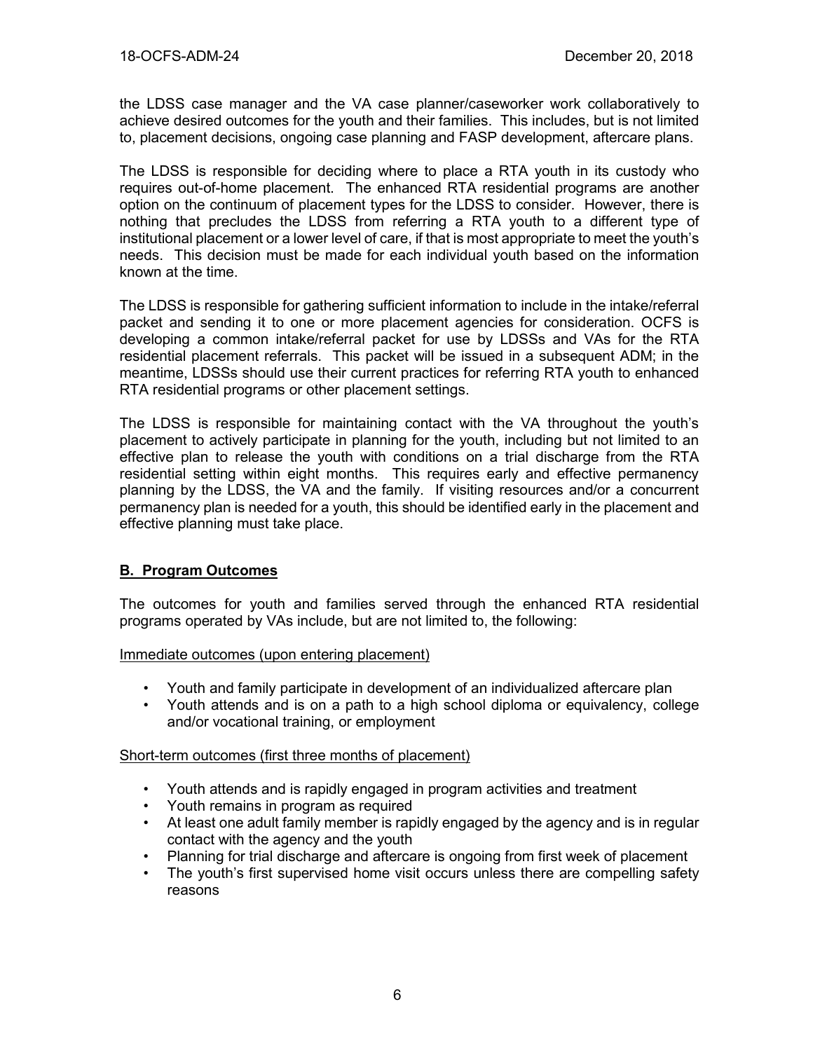the LDSS case manager and the VA case planner/caseworker work collaboratively to achieve desired outcomes for the youth and their families. This includes, but is not limited to, placement decisions, ongoing case planning and FASP development, aftercare plans.

The LDSS is responsible for deciding where to place a RTA youth in its custody who requires out-of-home placement. The enhanced RTA residential programs are another option on the continuum of placement types for the LDSS to consider. However, there is nothing that precludes the LDSS from referring a RTA youth to a different type of institutional placement or a lower level of care, if that is most appropriate to meet the youth's needs. This decision must be made for each individual youth based on the information known at the time.

The LDSS is responsible for gathering sufficient information to include in the intake/referral packet and sending it to one or more placement agencies for consideration. OCFS is developing a common intake/referral packet for use by LDSSs and VAs for the RTA residential placement referrals. This packet will be issued in a subsequent ADM; in the meantime, LDSSs should use their current practices for referring RTA youth to enhanced RTA residential programs or other placement settings.

The LDSS is responsible for maintaining contact with the VA throughout the youth's placement to actively participate in planning for the youth, including but not limited to an effective plan to release the youth with conditions on a trial discharge from the RTA residential setting within eight months. This requires early and effective permanency planning by the LDSS, the VA and the family. If visiting resources and/or a concurrent permanency plan is needed for a youth, this should be identified early in the placement and effective planning must take place.

## B. Program Outcomes

The outcomes for youth and families served through the enhanced RTA residential programs operated by VAs include, but are not limited to, the following:

Immediate outcomes (upon entering placement)

- Youth and family participate in development of an individualized aftercare plan
- Youth attends and is on a path to a high school diploma or equivalency, college and/or vocational training, or employment

Short-term outcomes (first three months of placement)

- Youth attends and is rapidly engaged in program activities and treatment
- Youth remains in program as required
- At least one adult family member is rapidly engaged by the agency and is in regular contact with the agency and the youth
- Planning for trial discharge and aftercare is ongoing from first week of placement
- The youth's first supervised home visit occurs unless there are compelling safety reasons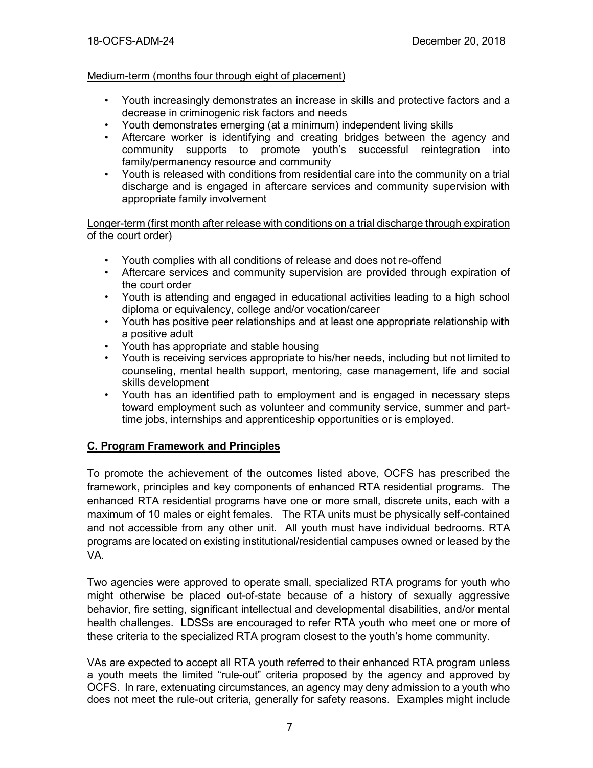Medium-term (months four through eight of placement)

- Youth increasingly demonstrates an increase in skills and protective factors and a decrease in criminogenic risk factors and needs
- Youth demonstrates emerging (at a minimum) independent living skills
- Aftercare worker is identifying and creating bridges between the agency and community supports to promote youth's successful reintegration into family/permanency resource and community
- Youth is released with conditions from residential care into the community on a trial discharge and is engaged in aftercare services and community supervision with appropriate family involvement

Longer-term (first month after release with conditions on a trial discharge through expiration of the court order)

- Youth complies with all conditions of release and does not re-offend
- Aftercare services and community supervision are provided through expiration of the court order
- Youth is attending and engaged in educational activities leading to a high school diploma or equivalency, college and/or vocation/career
- Youth has positive peer relationships and at least one appropriate relationship with a positive adult
- Youth has appropriate and stable housing
- Youth is receiving services appropriate to his/her needs, including but not limited to counseling, mental health support, mentoring, case management, life and social skills development
- Youth has an identified path to employment and is engaged in necessary steps toward employment such as volunteer and community service, summer and part-time jobs, internships and apprenticeship opportunities or is employed.

## C. Program Framework and Principles

To promote the achievement of the outcomes listed above, OCFS has prescribed the framework, principles and key components of enhanced RTA residential programs. The enhanced RTA residential programs have one or more small, discrete units, each with a maximum of 10 males or eight females. The RTA units must be physically self-contained and not accessible from any other unit. All youth must have individual bedrooms. RTA programs are located on existing institutional/residential campuses owned or leased by the VA.

Two agencies were approved to operate small, specialized RTA programs for youth who might otherwise be placed out-of-state because of a history of sexually aggressive behavior, fire setting, significant intellectual and developmental disabilities, and/or mental health challenges. LDSSs are encouraged to refer RTA youth who meet one or more of these criteria to the specialized RTA program closest to the youth's home community.

VAs are expected to accept all RTA youth referred to their enhanced RTA program unless a youth meets the limited "rule-out" criteria proposed by the agency and approved by OCFS. In rare, extenuating circumstances, an agency may deny admission to a youth who does not meet the rule-out criteria, generally for safety reasons. Examples might include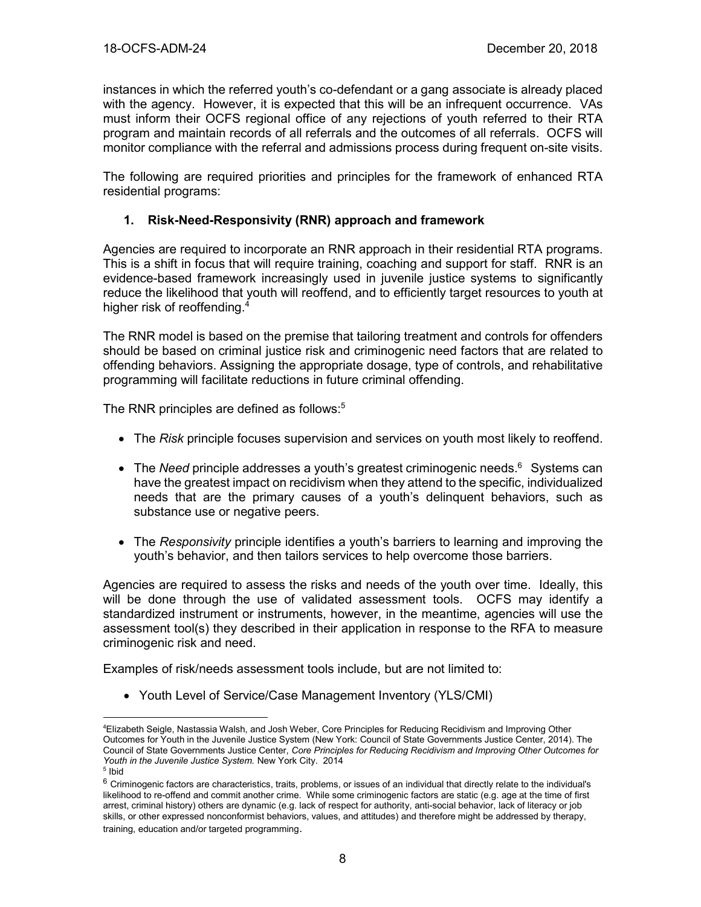instances in which the referred youth's co-defendant or a gang associate is already placed with the agency. However, it is expected that this will be an infrequent occurrence. VAs must inform their OCFS regional office of any rejections of youth referred to their RTA program and maintain records of all referrals and the outcomes of all referrals. OCFS will monitor compliance with the referral and admissions process during frequent on-site visits.

The following are required priorities and principles for the framework of enhanced RTA residential programs:

### 1. Risk-Need-Responsivity (RNR) approach and framework

Agencies are required to incorporate an RNR approach in their residential RTA programs. This is a shift in focus that will require training, coaching and support for staff. RNR is an evidence-based framework increasingly used in juvenile justice systems to significantly reduce the likelihood that youth will reoffend, and to efficiently target resources to youth at higher risk of reoffending.[4]

The RNR model is based on the premise that tailoring treatment and controls for offenders should be based on criminal justice risk and criminogenic need factors that are related to offending behaviors. Assigning the appropriate dosage, type of controls, and rehabilitative programming will facilitate reductions in future criminal offending.

The RNR principles are defined as follows:[5]

- The *Risk* principle focuses supervision and services on youth most likely to reoffend.
- The *Need* principle addresses a youth's greatest criminogenic needs.[6] Systems can have the greatest impact on recidivism when they attend to the specific, individualized needs that are the primary causes of a youth's delinquent behaviors, such as substance use or negative peers.
- The *Responsivity* principle identifies a youth's barriers to learning and improving the youth's behavior, and then tailors services to help overcome those barriers.

Agencies are required to assess the risks and needs of the youth over time. Ideally, this will be done through the use of validated assessment tools. OCFS may identify a standardized instrument or instruments, however, in the meantime, agencies will use the assessment tool(s) they described in their application in response to the RFA to measure criminogenic risk and need.

Examples of risk/needs assessment tools include, but are not limited to:

- Youth Level of Service/Case Management Inventory (YLS/CMI)

---

[4]Elizabeth Seigle, Nastassia Walsh, and Josh Weber, Core Principles for Reducing Recidivism and Improving Other Outcomes for Youth in the Juvenile Justice System (New York: Council of State Governments Justice Center, 2014). The Council of State Governments Justice Center, *Core Principles for Reducing Recidivism and Improving Other Outcomes for Youth in the Juvenile Justice System.* New York City. 2014

[5] Ibid

[6] Criminogenic factors are characteristics, traits, problems, or issues of an individual that directly relate to the individual's likelihood to re-offend and commit another crime. While some criminogenic factors are static (e.g. age at the time of first arrest, criminal history) others are dynamic (e.g. lack of respect for authority, anti-social behavior, lack of literacy or job skills, or other expressed nonconformist behaviors, values, and attitudes) and therefore might be addressed by therapy, training, education and/or targeted programming.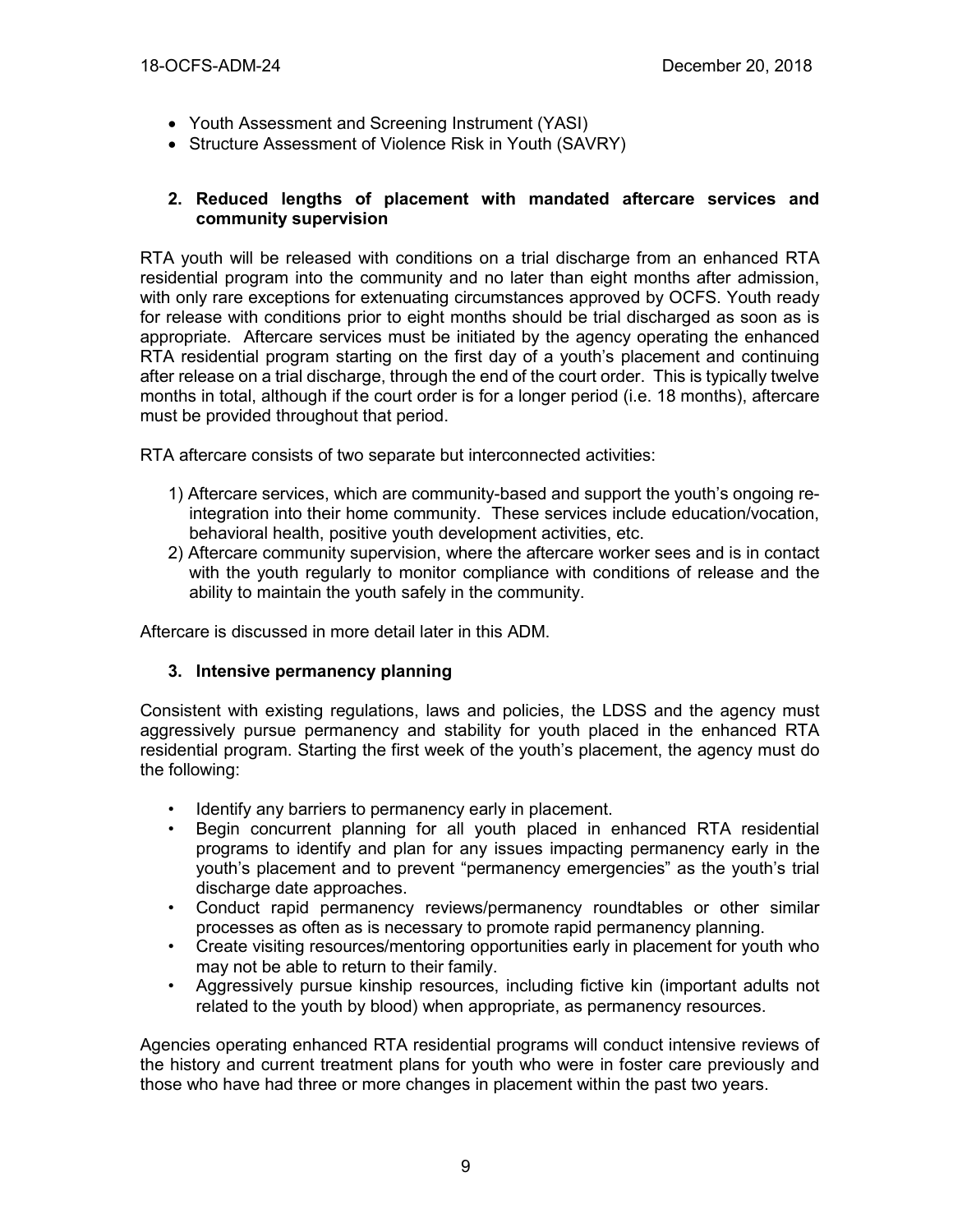- Youth Assessment and Screening Instrument (YASI)
- Structure Assessment of Violence Risk in Youth (SAVRY)

### 2. Reduced lengths of placement with mandated aftercare services and community supervision

RTA youth will be released with conditions on a trial discharge from an enhanced RTA residential program into the community and no later than eight months after admission, with only rare exceptions for extenuating circumstances approved by OCFS. Youth ready for release with conditions prior to eight months should be trial discharged as soon as is appropriate. Aftercare services must be initiated by the agency operating the enhanced RTA residential program starting on the first day of a youth's placement and continuing after release on a trial discharge, through the end of the court order. This is typically twelve months in total, although if the court order is for a longer period (i.e. 18 months), aftercare must be provided throughout that period.

RTA aftercare consists of two separate but interconnected activities:

1) Aftercare services, which are community-based and support the youth's ongoing re-integration into their home community. These services include education/vocation, behavioral health, positive youth development activities, etc.
2) Aftercare community supervision, where the aftercare worker sees and is in contact with the youth regularly to monitor compliance with conditions of release and the ability to maintain the youth safely in the community.

Aftercare is discussed in more detail later in this ADM.

### 3. Intensive permanency planning

Consistent with existing regulations, laws and policies, the LDSS and the agency must aggressively pursue permanency and stability for youth placed in the enhanced RTA residential program. Starting the first week of the youth's placement, the agency must do the following:

- Identify any barriers to permanency early in placement.
- Begin concurrent planning for all youth placed in enhanced RTA residential programs to identify and plan for any issues impacting permanency early in the youth's placement and to prevent "permanency emergencies" as the youth's trial discharge date approaches.
- Conduct rapid permanency reviews/permanency roundtables or other similar processes as often as is necessary to promote rapid permanency planning.
- Create visiting resources/mentoring opportunities early in placement for youth who may not be able to return to their family.
- Aggressively pursue kinship resources, including fictive kin (important adults not related to the youth by blood) when appropriate, as permanency resources.

Agencies operating enhanced RTA residential programs will conduct intensive reviews of the history and current treatment plans for youth who were in foster care previously and those who have had three or more changes in placement within the past two years.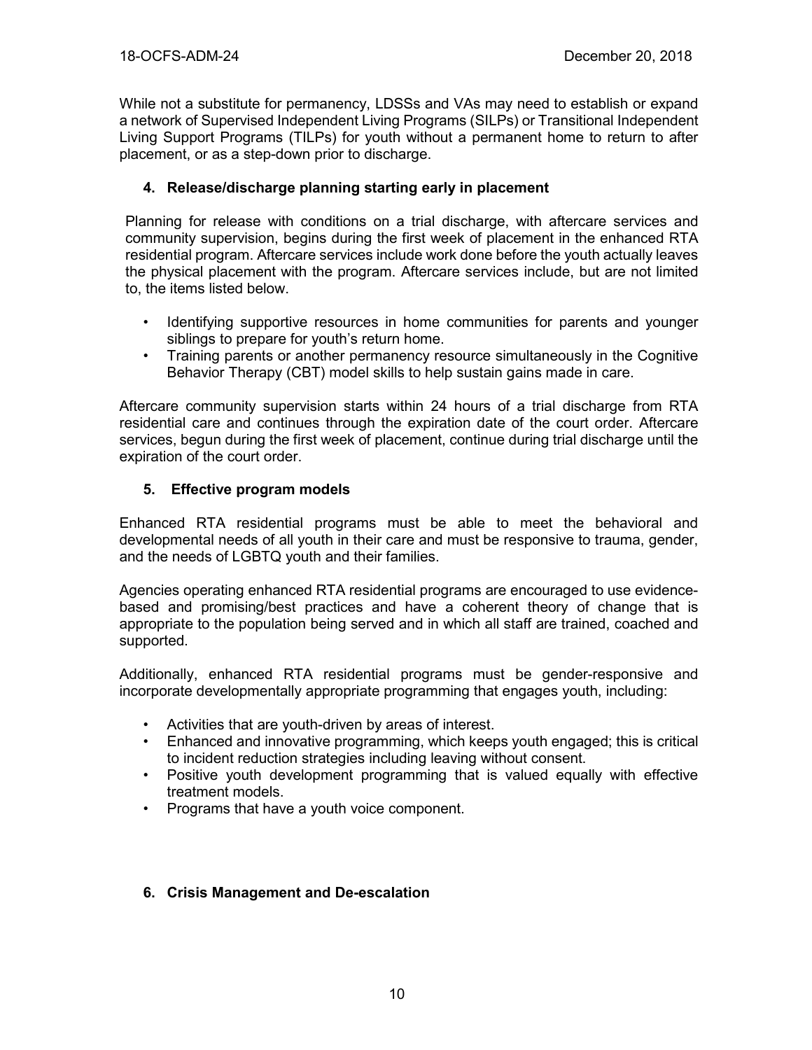While not a substitute for permanency, LDSSs and VAs may need to establish or expand a network of Supervised Independent Living Programs (SILPs) or Transitional Independent Living Support Programs (TILPs) for youth without a permanent home to return to after placement, or as a step-down prior to discharge.

**4. Release/discharge planning starting early in placement**

Planning for release with conditions on a trial discharge, with aftercare services and community supervision, begins during the first week of placement in the enhanced RTA residential program. Aftercare services include work done before the youth actually leaves the physical placement with the program. Aftercare services include, but are not limited to, the items listed below.

- Identifying supportive resources in home communities for parents and younger siblings to prepare for youth's return home.
- Training parents or another permanency resource simultaneously in the Cognitive Behavior Therapy (CBT) model skills to help sustain gains made in care.

Aftercare community supervision starts within 24 hours of a trial discharge from RTA residential care and continues through the expiration date of the court order. Aftercare services, begun during the first week of placement, continue during trial discharge until the expiration of the court order.

**5. Effective program models**

Enhanced RTA residential programs must be able to meet the behavioral and developmental needs of all youth in their care and must be responsive to trauma, gender, and the needs of LGBTQ youth and their families.

Agencies operating enhanced RTA residential programs are encouraged to use evidence-based and promising/best practices and have a coherent theory of change that is appropriate to the population being served and in which all staff are trained, coached and supported.

Additionally, enhanced RTA residential programs must be gender-responsive and incorporate developmentally appropriate programming that engages youth, including:

- Activities that are youth-driven by areas of interest.
- Enhanced and innovative programming, which keeps youth engaged; this is critical to incident reduction strategies including leaving without consent.
- Positive youth development programming that is valued equally with effective treatment models.
- Programs that have a youth voice component.

**6. Crisis Management and De-escalation**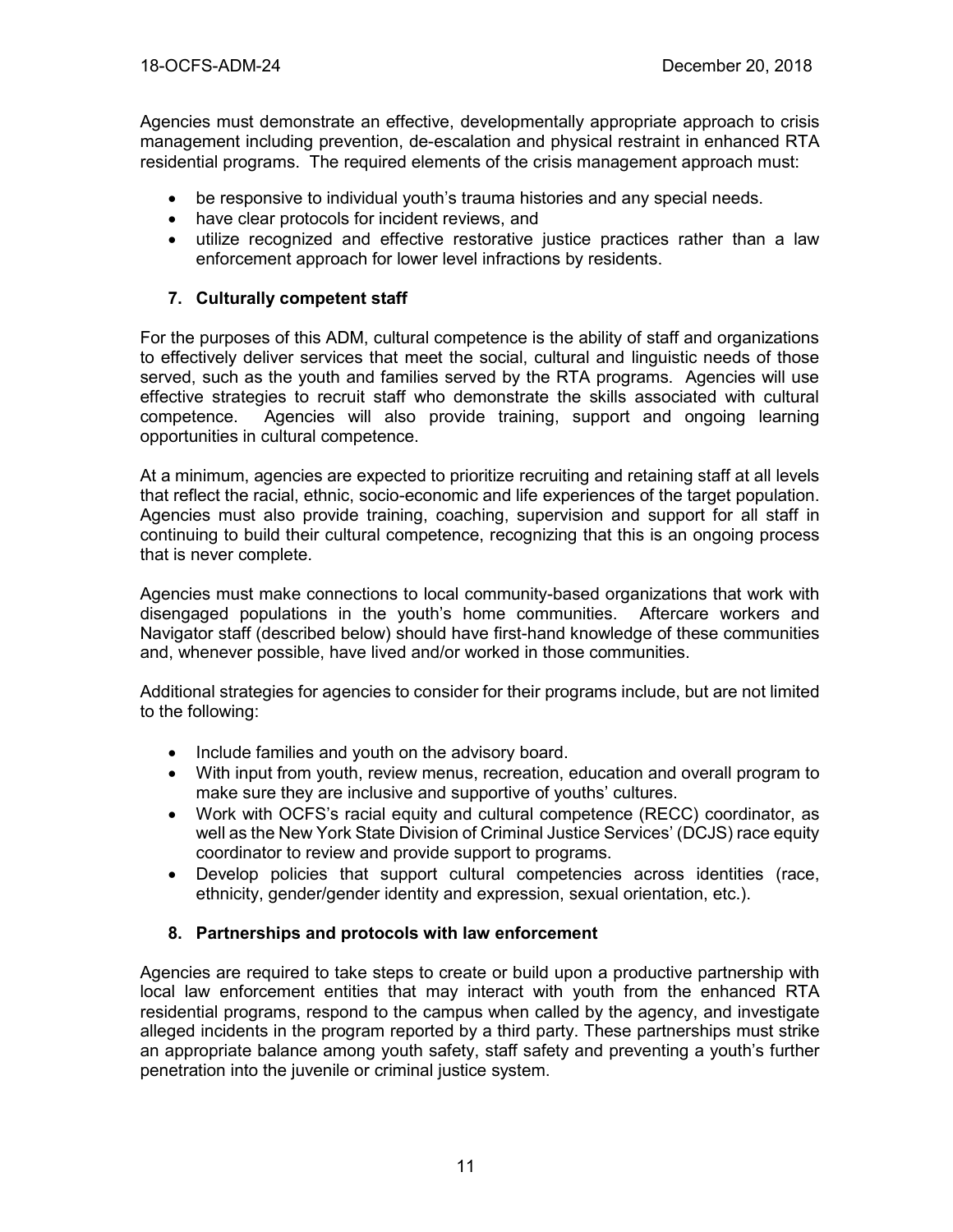Agencies must demonstrate an effective, developmentally appropriate approach to crisis management including prevention, de-escalation and physical restraint in enhanced RTA residential programs. The required elements of the crisis management approach must:

- be responsive to individual youth's trauma histories and any special needs.
- have clear protocols for incident reviews, and
- utilize recognized and effective restorative justice practices rather than a law enforcement approach for lower level infractions by residents.

### 7. Culturally competent staff

For the purposes of this ADM, cultural competence is the ability of staff and organizations to effectively deliver services that meet the social, cultural and linguistic needs of those served, such as the youth and families served by the RTA programs. Agencies will use effective strategies to recruit staff who demonstrate the skills associated with cultural competence. Agencies will also provide training, support and ongoing learning opportunities in cultural competence.

At a minimum, agencies are expected to prioritize recruiting and retaining staff at all levels that reflect the racial, ethnic, socio-economic and life experiences of the target population. Agencies must also provide training, coaching, supervision and support for all staff in continuing to build their cultural competence, recognizing that this is an ongoing process that is never complete.

Agencies must make connections to local community-based organizations that work with disengaged populations in the youth's home communities. Aftercare workers and Navigator staff (described below) should have first-hand knowledge of these communities and, whenever possible, have lived and/or worked in those communities.

Additional strategies for agencies to consider for their programs include, but are not limited to the following:

- Include families and youth on the advisory board.
- With input from youth, review menus, recreation, education and overall program to make sure they are inclusive and supportive of youths' cultures.
- Work with OCFS's racial equity and cultural competence (RECC) coordinator, as well as the New York State Division of Criminal Justice Services' (DCJS) race equity coordinator to review and provide support to programs.
- Develop policies that support cultural competencies across identities (race, ethnicity, gender/gender identity and expression, sexual orientation, etc.).

### 8. Partnerships and protocols with law enforcement

Agencies are required to take steps to create or build upon a productive partnership with local law enforcement entities that may interact with youth from the enhanced RTA residential programs, respond to the campus when called by the agency, and investigate alleged incidents in the program reported by a third party. These partnerships must strike an appropriate balance among youth safety, staff safety and preventing a youth's further penetration into the juvenile or criminal justice system.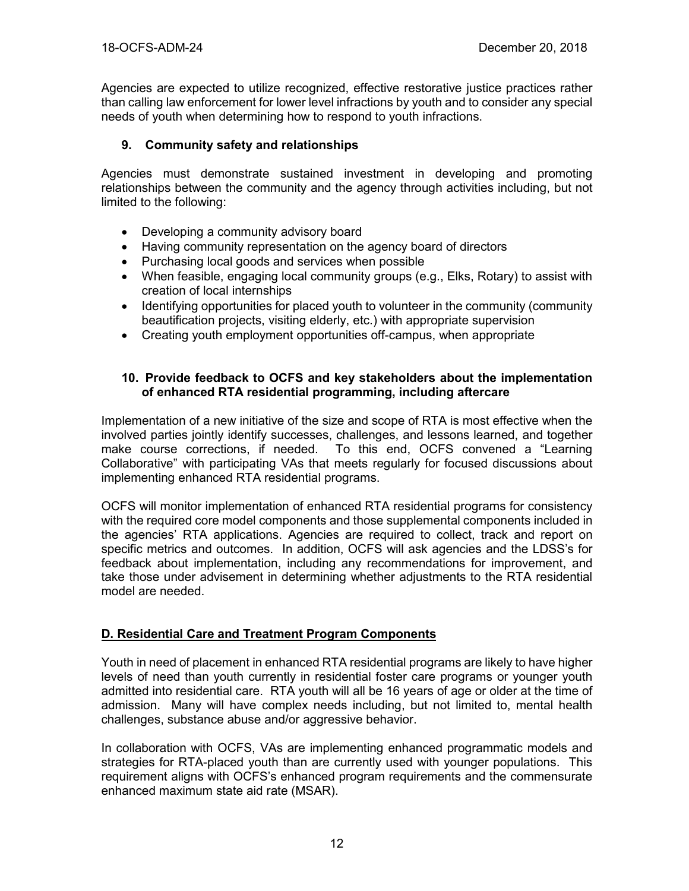Agencies are expected to utilize recognized, effective restorative justice practices rather than calling law enforcement for lower level infractions by youth and to consider any special needs of youth when determining how to respond to youth infractions.

### 9. Community safety and relationships

Agencies must demonstrate sustained investment in developing and promoting relationships between the community and the agency through activities including, but not limited to the following:

- Developing a community advisory board
- Having community representation on the agency board of directors
- Purchasing local goods and services when possible
- When feasible, engaging local community groups (e.g., Elks, Rotary) to assist with creation of local internships
- Identifying opportunities for placed youth to volunteer in the community (community beautification projects, visiting elderly, etc.) with appropriate supervision
- Creating youth employment opportunities off-campus, when appropriate

### 10. Provide feedback to OCFS and key stakeholders about the implementation of enhanced RTA residential programming, including aftercare

Implementation of a new initiative of the size and scope of RTA is most effective when the involved parties jointly identify successes, challenges, and lessons learned, and together make course corrections, if needed. To this end, OCFS convened a "Learning Collaborative" with participating VAs that meets regularly for focused discussions about implementing enhanced RTA residential programs.

OCFS will monitor implementation of enhanced RTA residential programs for consistency with the required core model components and those supplemental components included in the agencies' RTA applications. Agencies are required to collect, track and report on specific metrics and outcomes. In addition, OCFS will ask agencies and the LDSS's for feedback about implementation, including any recommendations for improvement, and take those under advisement in determining whether adjustments to the RTA residential model are needed.

## D. Residential Care and Treatment Program Components

Youth in need of placement in enhanced RTA residential programs are likely to have higher levels of need than youth currently in residential foster care programs or younger youth admitted into residential care. RTA youth will all be 16 years of age or older at the time of admission. Many will have complex needs including, but not limited to, mental health challenges, substance abuse and/or aggressive behavior.

In collaboration with OCFS, VAs are implementing enhanced programmatic models and strategies for RTA-placed youth than are currently used with younger populations. This requirement aligns with OCFS's enhanced program requirements and the commensurate enhanced maximum state aid rate (MSAR).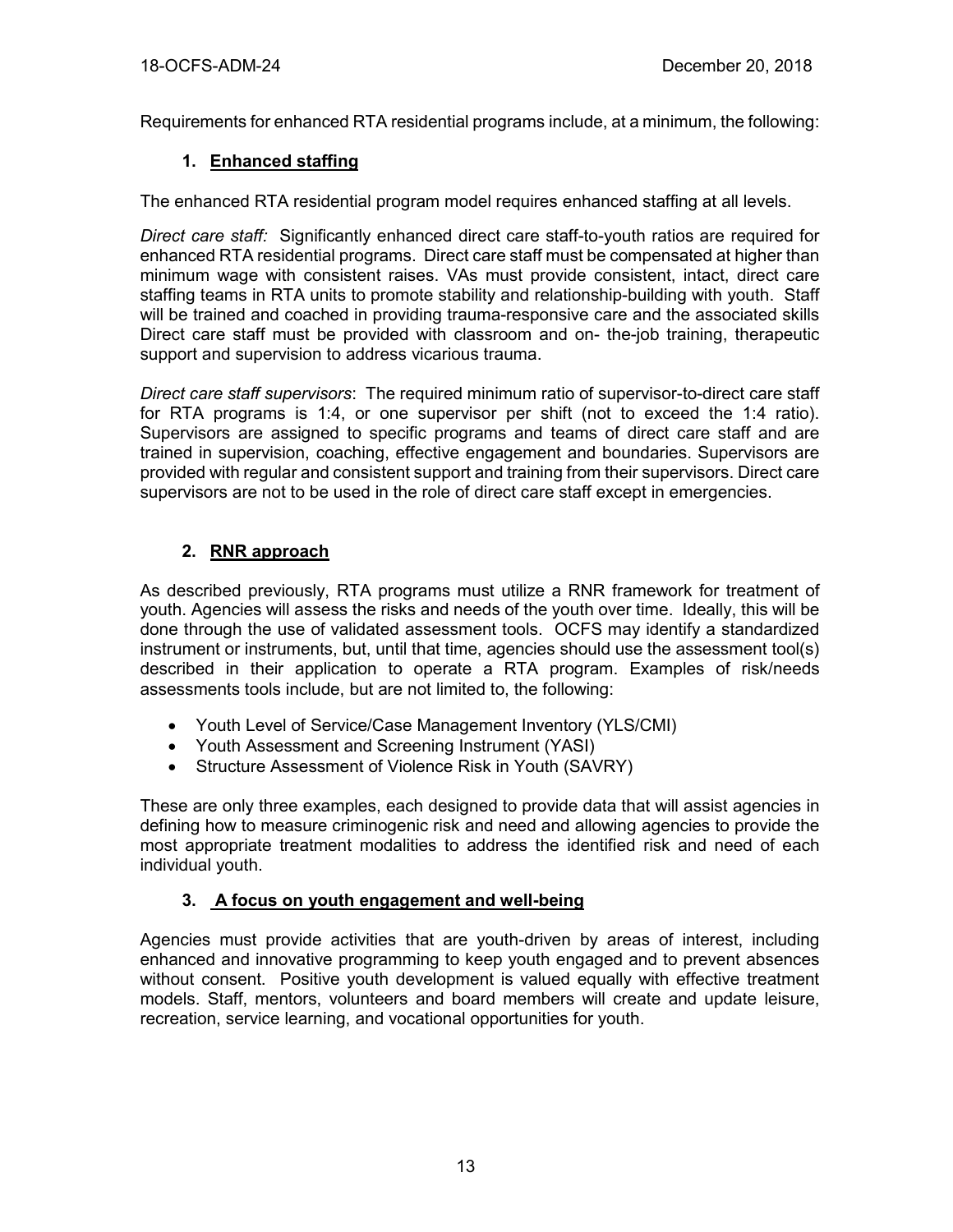Requirements for enhanced RTA residential programs include, at a minimum, the following:

### 1. <u>Enhanced staffing</u>

The enhanced RTA residential program model requires enhanced staffing at all levels.

*Direct care staff:* Significantly enhanced direct care staff-to-youth ratios are required for enhanced RTA residential programs. Direct care staff must be compensated at higher than minimum wage with consistent raises. VAs must provide consistent, intact, direct care staffing teams in RTA units to promote stability and relationship-building with youth. Staff will be trained and coached in providing trauma-responsive care and the associated skills Direct care staff must be provided with classroom and on- the-job training, therapeutic support and supervision to address vicarious trauma.

*Direct care staff supervisors*: The required minimum ratio of supervisor-to-direct care staff for RTA programs is 1:4, or one supervisor per shift (not to exceed the 1:4 ratio). Supervisors are assigned to specific programs and teams of direct care staff and are trained in supervision, coaching, effective engagement and boundaries. Supervisors are provided with regular and consistent support and training from their supervisors. Direct care supervisors are not to be used in the role of direct care staff except in emergencies.

### 2. <u>RNR approach</u>

As described previously, RTA programs must utilize a RNR framework for treatment of youth. Agencies will assess the risks and needs of the youth over time. Ideally, this will be done through the use of validated assessment tools. OCFS may identify a standardized instrument or instruments, but, until that time, agencies should use the assessment tool(s) described in their application to operate a RTA program. Examples of risk/needs assessments tools include, but are not limited to, the following:

- Youth Level of Service/Case Management Inventory (YLS/CMI)
- Youth Assessment and Screening Instrument (YASI)
- Structure Assessment of Violence Risk in Youth (SAVRY)

These are only three examples, each designed to provide data that will assist agencies in defining how to measure criminogenic risk and need and allowing agencies to provide the most appropriate treatment modalities to address the identified risk and need of each individual youth.

### 3. <u>A focus on youth engagement and well-being</u>

Agencies must provide activities that are youth-driven by areas of interest, including enhanced and innovative programming to keep youth engaged and to prevent absences without consent. Positive youth development is valued equally with effective treatment models. Staff, mentors, volunteers and board members will create and update leisure, recreation, service learning, and vocational opportunities for youth.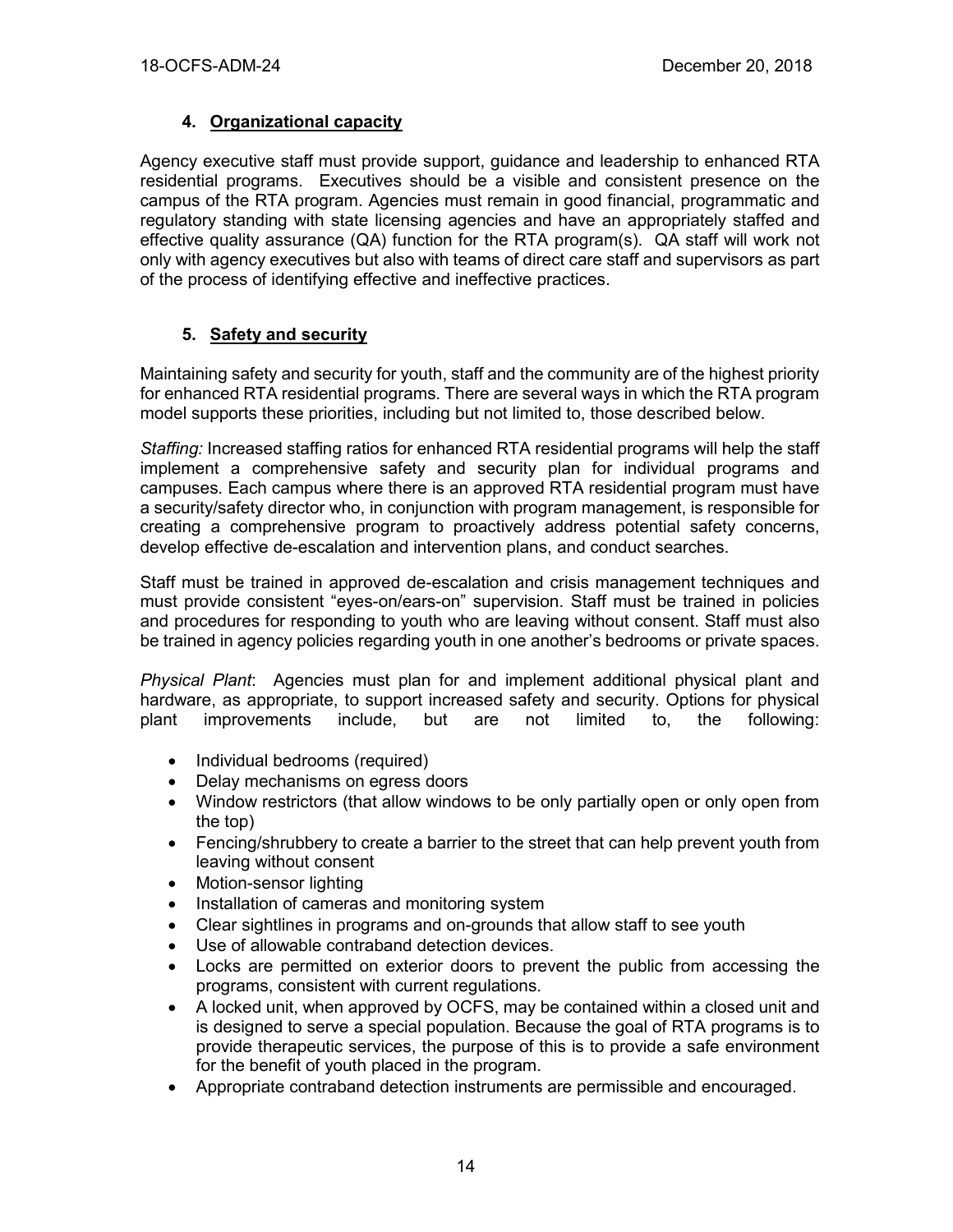### 4. Organizational capacity

Agency executive staff must provide support, guidance and leadership to enhanced RTA residential programs. Executives should be a visible and consistent presence on the campus of the RTA program. Agencies must remain in good financial, programmatic and regulatory standing with state licensing agencies and have an appropriately staffed and effective quality assurance (QA) function for the RTA program(s). QA staff will work not only with agency executives but also with teams of direct care staff and supervisors as part of the process of identifying effective and ineffective practices.

### 5. Safety and security

Maintaining safety and security for youth, staff and the community are of the highest priority for enhanced RTA residential programs. There are several ways in which the RTA program model supports these priorities, including but not limited to, those described below.

*Staffing:* Increased staffing ratios for enhanced RTA residential programs will help the staff implement a comprehensive safety and security plan for individual programs and campuses. Each campus where there is an approved RTA residential program must have a security/safety director who, in conjunction with program management, is responsible for creating a comprehensive program to proactively address potential safety concerns, develop effective de-escalation and intervention plans, and conduct searches.

Staff must be trained in approved de-escalation and crisis management techniques and must provide consistent "eyes-on/ears-on" supervision. Staff must be trained in policies and procedures for responding to youth who are leaving without consent. Staff must also be trained in agency policies regarding youth in one another's bedrooms or private spaces.

*Physical Plant*: Agencies must plan for and implement additional physical plant and hardware, as appropriate, to support increased safety and security. Options for physical plant improvements include, but are not limited to, the following:

- Individual bedrooms (required)
- Delay mechanisms on egress doors
- Window restrictors (that allow windows to be only partially open or only open from the top)
- Fencing/shrubbery to create a barrier to the street that can help prevent youth from leaving without consent
- Motion-sensor lighting
- Installation of cameras and monitoring system
- Clear sightlines in programs and on-grounds that allow staff to see youth
- Use of allowable contraband detection devices.
- Locks are permitted on exterior doors to prevent the public from accessing the programs, consistent with current regulations.
- A locked unit, when approved by OCFS, may be contained within a closed unit and is designed to serve a special population. Because the goal of RTA programs is to provide therapeutic services, the purpose of this is to provide a safe environment for the benefit of youth placed in the program.
- Appropriate contraband detection instruments are permissible and encouraged.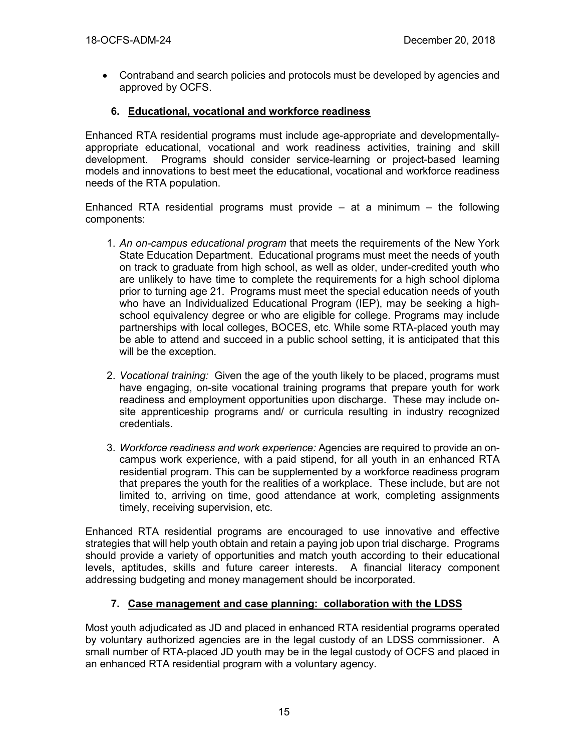- Contraband and search policies and protocols must be developed by agencies and approved by OCFS.

### 6. Educational, vocational and workforce readiness

Enhanced RTA residential programs must include age-appropriate and developmentally-appropriate educational, vocational and work readiness activities, training and skill development. Programs should consider service-learning or project-based learning models and innovations to best meet the educational, vocational and workforce readiness needs of the RTA population.

Enhanced RTA residential programs must provide – at a minimum – the following components:

1. *An on-campus educational program* that meets the requirements of the New York State Education Department. Educational programs must meet the needs of youth on track to graduate from high school, as well as older, under-credited youth who are unlikely to have time to complete the requirements for a high school diploma prior to turning age 21. Programs must meet the special education needs of youth who have an Individualized Educational Program (IEP), may be seeking a high-school equivalency degree or who are eligible for college. Programs may include partnerships with local colleges, BOCES, etc. While some RTA-placed youth may be able to attend and succeed in a public school setting, it is anticipated that this will be the exception.
2. *Vocational training:* Given the age of the youth likely to be placed, programs must have engaging, on-site vocational training programs that prepare youth for work readiness and employment opportunities upon discharge. These may include on-site apprenticeship programs and/ or curricula resulting in industry recognized credentials.
3. *Workforce readiness and work experience:* Agencies are required to provide an on-campus work experience, with a paid stipend, for all youth in an enhanced RTA residential program. This can be supplemented by a workforce readiness program that prepares the youth for the realities of a workplace. These include, but are not limited to, arriving on time, good attendance at work, completing assignments timely, receiving supervision, etc.

Enhanced RTA residential programs are encouraged to use innovative and effective strategies that will help youth obtain and retain a paying job upon trial discharge. Programs should provide a variety of opportunities and match youth according to their educational levels, aptitudes, skills and future career interests. A financial literacy component addressing budgeting and money management should be incorporated.

### 7. Case management and case planning: collaboration with the LDSS

Most youth adjudicated as JD and placed in enhanced RTA residential programs operated by voluntary authorized agencies are in the legal custody of an LDSS commissioner. A small number of RTA-placed JD youth may be in the legal custody of OCFS and placed in an enhanced RTA residential program with a voluntary agency.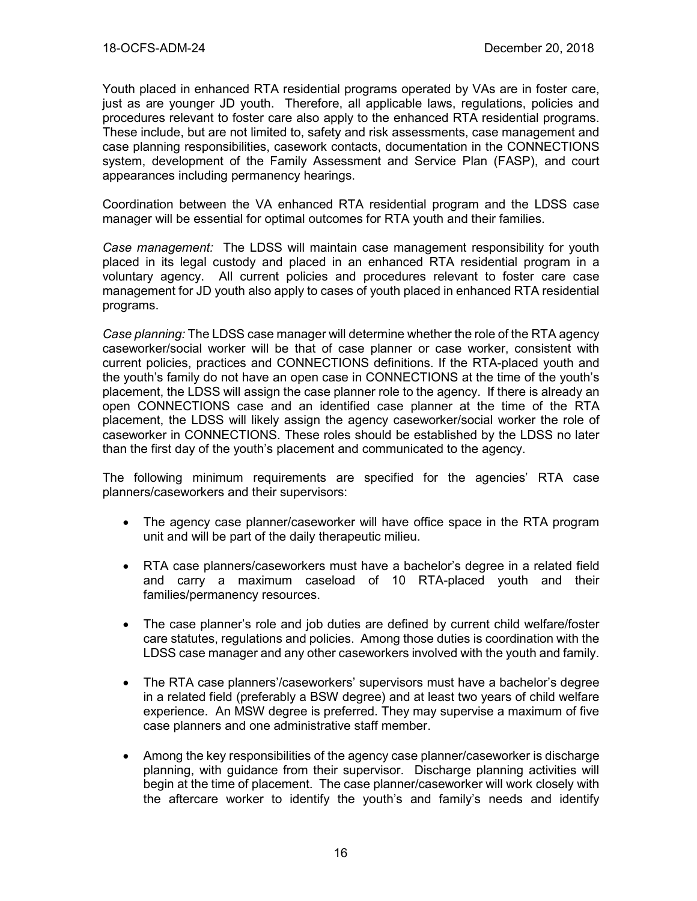Youth placed in enhanced RTA residential programs operated by VAs are in foster care, just as are younger JD youth. Therefore, all applicable laws, regulations, policies and procedures relevant to foster care also apply to the enhanced RTA residential programs. These include, but are not limited to, safety and risk assessments, case management and case planning responsibilities, casework contacts, documentation in the CONNECTIONS system, development of the Family Assessment and Service Plan (FASP), and court appearances including permanency hearings.

Coordination between the VA enhanced RTA residential program and the LDSS case manager will be essential for optimal outcomes for RTA youth and their families.

*Case management:* The LDSS will maintain case management responsibility for youth placed in its legal custody and placed in an enhanced RTA residential program in a voluntary agency. All current policies and procedures relevant to foster care case management for JD youth also apply to cases of youth placed in enhanced RTA residential programs.

*Case planning:* The LDSS case manager will determine whether the role of the RTA agency caseworker/social worker will be that of case planner or case worker, consistent with current policies, practices and CONNECTIONS definitions. If the RTA-placed youth and the youth's family do not have an open case in CONNECTIONS at the time of the youth's placement, the LDSS will assign the case planner role to the agency. If there is already an open CONNECTIONS case and an identified case planner at the time of the RTA placement, the LDSS will likely assign the agency caseworker/social worker the role of caseworker in CONNECTIONS. These roles should be established by the LDSS no later than the first day of the youth's placement and communicated to the agency.

The following minimum requirements are specified for the agencies' RTA case planners/caseworkers and their supervisors:

- The agency case planner/caseworker will have office space in the RTA program unit and will be part of the daily therapeutic milieu.
- RTA case planners/caseworkers must have a bachelor's degree in a related field and carry a maximum caseload of 10 RTA-placed youth and their families/permanency resources.
- The case planner's role and job duties are defined by current child welfare/foster care statutes, regulations and policies. Among those duties is coordination with the LDSS case manager and any other caseworkers involved with the youth and family.
- The RTA case planners'/caseworkers' supervisors must have a bachelor's degree in a related field (preferably a BSW degree) and at least two years of child welfare experience. An MSW degree is preferred. They may supervise a maximum of five case planners and one administrative staff member.
- Among the key responsibilities of the agency case planner/caseworker is discharge planning, with guidance from their supervisor. Discharge planning activities will begin at the time of placement. The case planner/caseworker will work closely with the aftercare worker to identify the youth's and family's needs and identify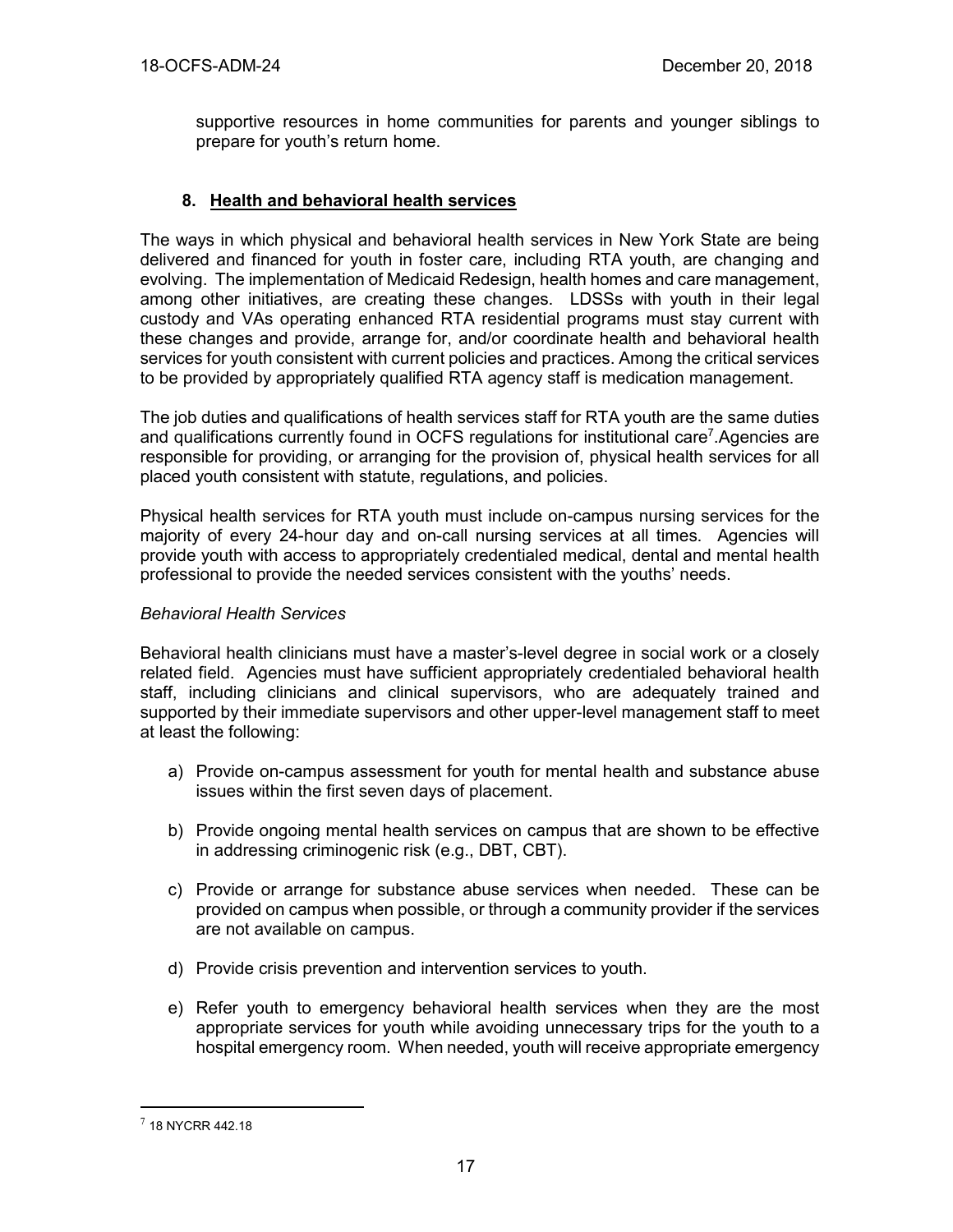supportive resources in home communities for parents and younger siblings to prepare for youth's return home.

### 8. Health and behavioral health services

The ways in which physical and behavioral health services in New York State are being delivered and financed for youth in foster care, including RTA youth, are changing and evolving. The implementation of Medicaid Redesign, health homes and care management, among other initiatives, are creating these changes. LDSSs with youth in their legal custody and VAs operating enhanced RTA residential programs must stay current with these changes and provide, arrange for, and/or coordinate health and behavioral health services for youth consistent with current policies and practices. Among the critical services to be provided by appropriately qualified RTA agency staff is medication management.

The job duties and qualifications of health services staff for RTA youth are the same duties and qualifications currently found in OCFS regulations for institutional care[7].Agencies are responsible for providing, or arranging for the provision of, physical health services for all placed youth consistent with statute, regulations, and policies.

Physical health services for RTA youth must include on-campus nursing services for the majority of every 24-hour day and on-call nursing services at all times. Agencies will provide youth with access to appropriately credentialed medical, dental and mental health professional to provide the needed services consistent with the youths' needs.

*Behavioral Health Services*

Behavioral health clinicians must have a master's-level degree in social work or a closely related field. Agencies must have sufficient appropriately credentialed behavioral health staff, including clinicians and clinical supervisors, who are adequately trained and supported by their immediate supervisors and other upper-level management staff to meet at least the following:

a) Provide on-campus assessment for youth for mental health and substance abuse issues within the first seven days of placement.

b) Provide ongoing mental health services on campus that are shown to be effective in addressing criminogenic risk (e.g., DBT, CBT).

c) Provide or arrange for substance abuse services when needed. These can be provided on campus when possible, or through a community provider if the services are not available on campus.

d) Provide crisis prevention and intervention services to youth.

e) Refer youth to emergency behavioral health services when they are the most appropriate services for youth while avoiding unnecessary trips for the youth to a hospital emergency room. When needed, youth will receive appropriate emergency

---

[7] 18 NYCRR 442.18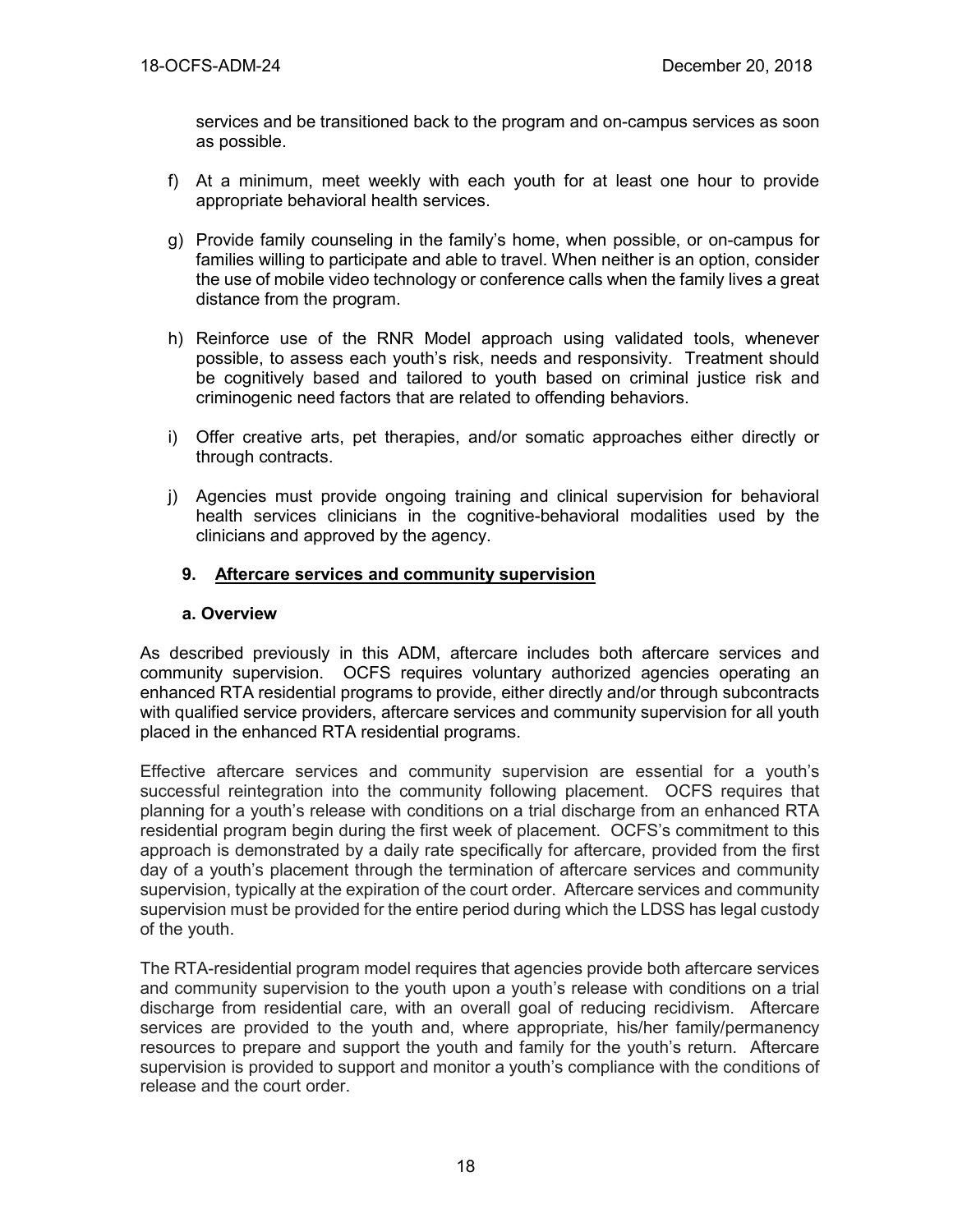services and be transitioned back to the program and on-campus services as soon as possible.

f) At a minimum, meet weekly with each youth for at least one hour to provide appropriate behavioral health services.

g) Provide family counseling in the family's home, when possible, or on-campus for families willing to participate and able to travel. When neither is an option, consider the use of mobile video technology or conference calls when the family lives a great distance from the program.

h) Reinforce use of the RNR Model approach using validated tools, whenever possible, to assess each youth's risk, needs and responsivity. Treatment should be cognitively based and tailored to youth based on criminal justice risk and criminogenic need factors that are related to offending behaviors.

i) Offer creative arts, pet therapies, and/or somatic approaches either directly or through contracts.

j) Agencies must provide ongoing training and clinical supervision for behavioral health services clinicians in the cognitive-behavioral modalities used by the clinicians and approved by the agency.

### 9. Aftercare services and community supervision

#### a. Overview

As described previously in this ADM, aftercare includes both aftercare services and community supervision. OCFS requires voluntary authorized agencies operating an enhanced RTA residential programs to provide, either directly and/or through subcontracts with qualified service providers, aftercare services and community supervision for all youth placed in the enhanced RTA residential programs.

Effective aftercare services and community supervision are essential for a youth's successful reintegration into the community following placement. OCFS requires that planning for a youth's release with conditions on a trial discharge from an enhanced RTA residential program begin during the first week of placement. OCFS's commitment to this approach is demonstrated by a daily rate specifically for aftercare, provided from the first day of a youth's placement through the termination of aftercare services and community supervision, typically at the expiration of the court order. Aftercare services and community supervision must be provided for the entire period during which the LDSS has legal custody of the youth.

The RTA-residential program model requires that agencies provide both aftercare services and community supervision to the youth upon a youth's release with conditions on a trial discharge from residential care, with an overall goal of reducing recidivism. Aftercare services are provided to the youth and, where appropriate, his/her family/permanency resources to prepare and support the youth and family for the youth's return. Aftercare supervision is provided to support and monitor a youth's compliance with the conditions of release and the court order.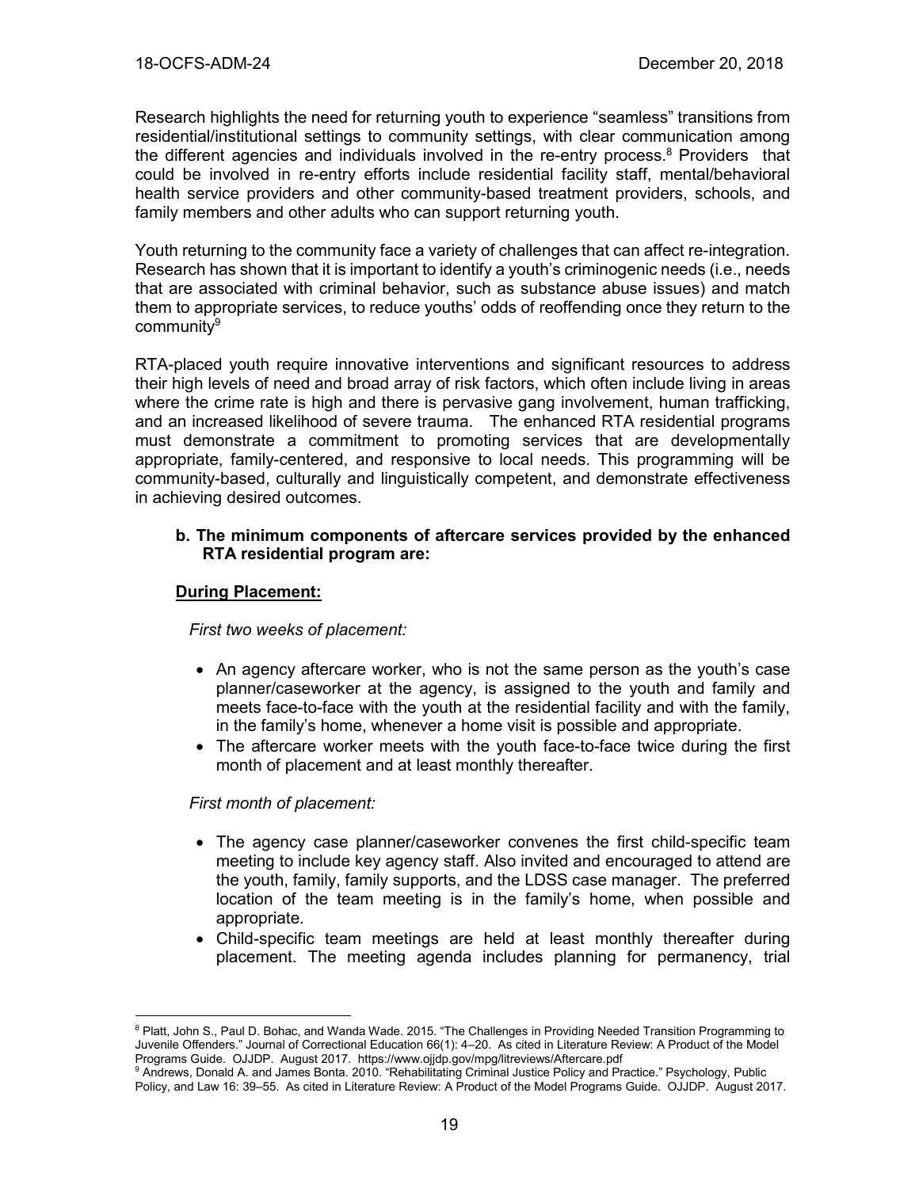Research highlights the need for returning youth to experience "seamless" transitions from residential/institutional settings to community settings, with clear communication among the different agencies and individuals involved in the re-entry process.[8] Providers that could be involved in re-entry efforts include residential facility staff, mental/behavioral health service providers and other community-based treatment providers, schools, and family members and other adults who can support returning youth.

Youth returning to the community face a variety of challenges that can affect re-integration. Research has shown that it is important to identify a youth's criminogenic needs (i.e., needs that are associated with criminal behavior, such as substance abuse issues) and match them to appropriate services, to reduce youths' odds of reoffending once they return to the community[9]

RTA-placed youth require innovative interventions and significant resources to address their high levels of need and broad array of risk factors, which often include living in areas where the crime rate is high and there is pervasive gang involvement, human trafficking, and an increased likelihood of severe trauma. The enhanced RTA residential programs must demonstrate a commitment to promoting services that are developmentally appropriate, family-centered, and responsive to local needs. This programming will be community-based, culturally and linguistically competent, and demonstrate effectiveness in achieving desired outcomes.

**b. The minimum components of aftercare services provided by the enhanced RTA residential program are:**

**During Placement:**

*First two weeks of placement:*

- An agency aftercare worker, who is not the same person as the youth's case planner/caseworker at the agency, is assigned to the youth and family and meets face-to-face with the youth at the residential facility and with the family, in the family's home, whenever a home visit is possible and appropriate.
- The aftercare worker meets with the youth face-to-face twice during the first month of placement and at least monthly thereafter.

*First month of placement:*

- The agency case planner/caseworker convenes the first child-specific team meeting to include key agency staff. Also invited and encouraged to attend are the youth, family, family supports, and the LDSS case manager. The preferred location of the team meeting is in the family's home, when possible and appropriate.
- Child-specific team meetings are held at least monthly thereafter during placement. The meeting agenda includes planning for permanency, trial

---

[8] Platt, John S., Paul D. Bohac, and Wanda Wade. 2015. "The Challenges in Providing Needed Transition Programming to Juvenile Offenders." Journal of Correctional Education 66(1): 4–20. As cited in Literature Review: A Product of the Model Programs Guide. OJJDP. August 2017. https://www.ojjdp.gov/mpg/litreviews/Aftercare.pdf

[9] Andrews, Donald A. and James Bonta. 2010. "Rehabilitating Criminal Justice Policy and Practice." Psychology, Public Policy, and Law 16: 39–55. As cited in Literature Review: A Product of the Model Programs Guide. OJJDP. August 2017.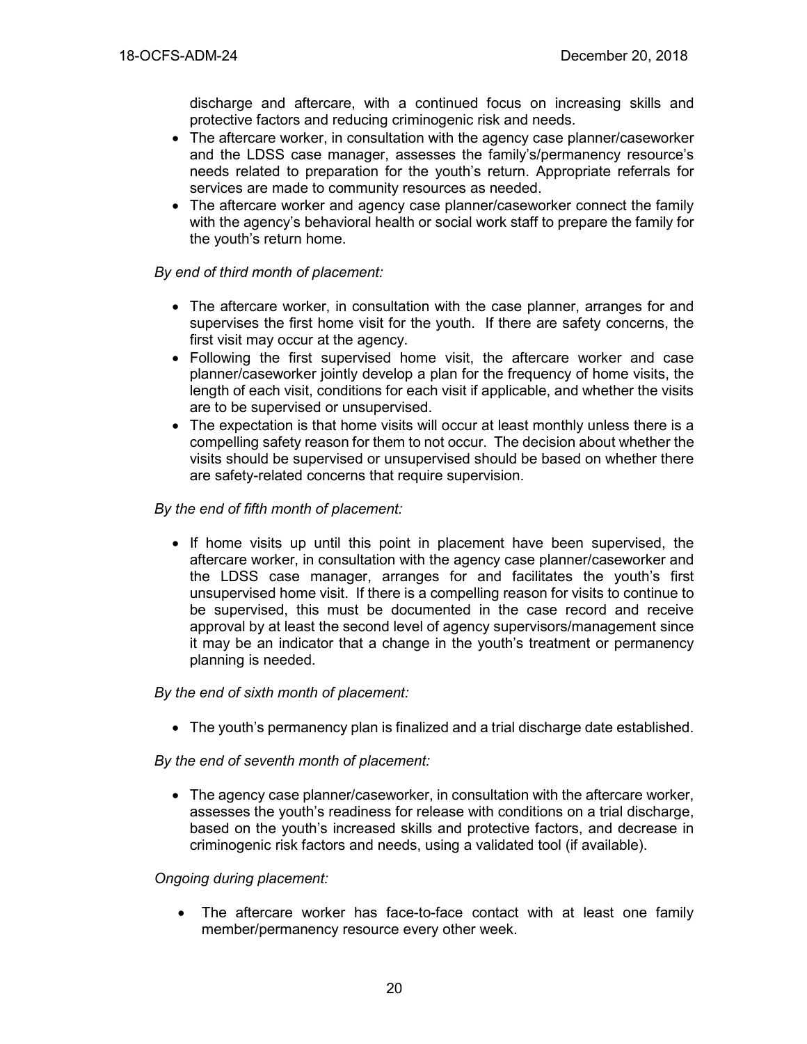discharge and aftercare, with a continued focus on increasing skills and protective factors and reducing criminogenic risk and needs.

- The aftercare worker, in consultation with the agency case planner/caseworker and the LDSS case manager, assesses the family's/permanency resource's needs related to preparation for the youth's return. Appropriate referrals for services are made to community resources as needed.
- The aftercare worker and agency case planner/caseworker connect the family with the agency's behavioral health or social work staff to prepare the family for the youth's return home.

*By end of third month of placement:*

- The aftercare worker, in consultation with the case planner, arranges for and supervises the first home visit for the youth. If there are safety concerns, the first visit may occur at the agency.
- Following the first supervised home visit, the aftercare worker and case planner/caseworker jointly develop a plan for the frequency of home visits, the length of each visit, conditions for each visit if applicable, and whether the visits are to be supervised or unsupervised.
- The expectation is that home visits will occur at least monthly unless there is a compelling safety reason for them to not occur. The decision about whether the visits should be supervised or unsupervised should be based on whether there are safety-related concerns that require supervision.

*By the end of fifth month of placement:*

- If home visits up until this point in placement have been supervised, the aftercare worker, in consultation with the agency case planner/caseworker and the LDSS case manager, arranges for and facilitates the youth's first unsupervised home visit. If there is a compelling reason for visits to continue to be supervised, this must be documented in the case record and receive approval by at least the second level of agency supervisors/management since it may be an indicator that a change in the youth's treatment or permanency planning is needed.

*By the end of sixth month of placement:*

- The youth's permanency plan is finalized and a trial discharge date established.

*By the end of seventh month of placement:*

- The agency case planner/caseworker, in consultation with the aftercare worker, assesses the youth's readiness for release with conditions on a trial discharge, based on the youth's increased skills and protective factors, and decrease in criminogenic risk factors and needs, using a validated tool (if available).

*Ongoing during placement:*

- The aftercare worker has face-to-face contact with at least one family member/permanency resource every other week.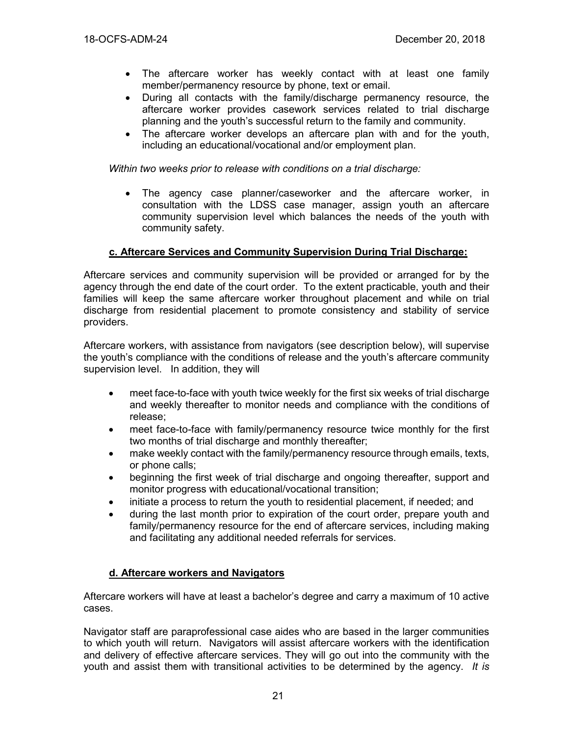- The aftercare worker has weekly contact with at least one family member/permanency resource by phone, text or email.
- During all contacts with the family/discharge permanency resource, the aftercare worker provides casework services related to trial discharge planning and the youth's successful return to the family and community.
- The aftercare worker develops an aftercare plan with and for the youth, including an educational/vocational and/or employment plan.

*Within two weeks prior to release with conditions on a trial discharge:*

- The agency case planner/caseworker and the aftercare worker, in consultation with the LDSS case manager, assign youth an aftercare community supervision level which balances the needs of the youth with community safety.

### c. Aftercare Services and Community Supervision During Trial Discharge:

Aftercare services and community supervision will be provided or arranged for by the agency through the end date of the court order. To the extent practicable, youth and their families will keep the same aftercare worker throughout placement and while on trial discharge from residential placement to promote consistency and stability of service providers.

Aftercare workers, with assistance from navigators (see description below), will supervise the youth's compliance with the conditions of release and the youth's aftercare community supervision level. In addition, they will

- meet face-to-face with youth twice weekly for the first six weeks of trial discharge and weekly thereafter to monitor needs and compliance with the conditions of release;
- meet face-to-face with family/permanency resource twice monthly for the first two months of trial discharge and monthly thereafter;
- make weekly contact with the family/permanency resource through emails, texts, or phone calls;
- beginning the first week of trial discharge and ongoing thereafter, support and monitor progress with educational/vocational transition;
- initiate a process to return the youth to residential placement, if needed; and
- during the last month prior to expiration of the court order, prepare youth and family/permanency resource for the end of aftercare services, including making and facilitating any additional needed referrals for services.

### d. Aftercare workers and Navigators

Aftercare workers will have at least a bachelor's degree and carry a maximum of 10 active cases.

Navigator staff are paraprofessional case aides who are based in the larger communities to which youth will return. Navigators will assist aftercare workers with the identification and delivery of effective aftercare services. They will go out into the community with the youth and assist them with transitional activities to be determined by the agency. *It is*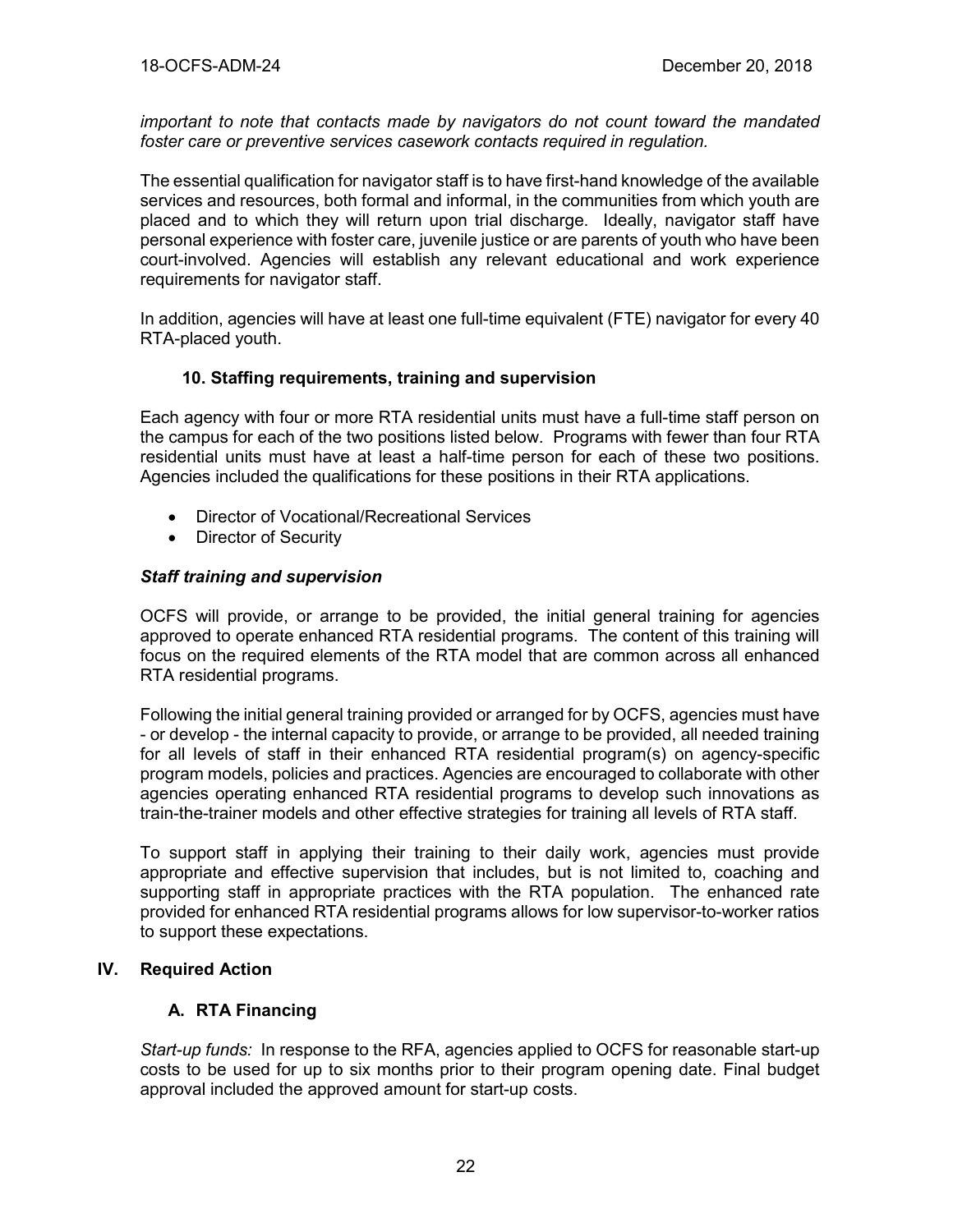*important to note that contacts made by navigators do not count toward the mandated foster care or preventive services casework contacts required in regulation.*

The essential qualification for navigator staff is to have first-hand knowledge of the available services and resources, both formal and informal, in the communities from which youth are placed and to which they will return upon trial discharge. Ideally, navigator staff have personal experience with foster care, juvenile justice or are parents of youth who have been court-involved. Agencies will establish any relevant educational and work experience requirements for navigator staff.

In addition, agencies will have at least one full-time equivalent (FTE) navigator for every 40 RTA-placed youth.

#### 10. Staffing requirements, training and supervision

Each agency with four or more RTA residential units must have a full-time staff person on the campus for each of the two positions listed below. Programs with fewer than four RTA residential units must have at least a half-time person for each of these two positions. Agencies included the qualifications for these positions in their RTA applications.

- Director of Vocational/Recreational Services
- Director of Security

#### *Staff training and supervision*

OCFS will provide, or arrange to be provided, the initial general training for agencies approved to operate enhanced RTA residential programs. The content of this training will focus on the required elements of the RTA model that are common across all enhanced RTA residential programs.

Following the initial general training provided or arranged for by OCFS, agencies must have - or develop - the internal capacity to provide, or arrange to be provided, all needed training for all levels of staff in their enhanced RTA residential program(s) on agency-specific program models, policies and practices. Agencies are encouraged to collaborate with other agencies operating enhanced RTA residential programs to develop such innovations as train-the-trainer models and other effective strategies for training all levels of RTA staff.

To support staff in applying their training to their daily work, agencies must provide appropriate and effective supervision that includes, but is not limited to, coaching and supporting staff in appropriate practices with the RTA population. The enhanced rate provided for enhanced RTA residential programs allows for low supervisor-to-worker ratios to support these expectations.

## IV. Required Action

### A. RTA Financing

*Start-up funds:* In response to the RFA, agencies applied to OCFS for reasonable start-up costs to be used for up to six months prior to their program opening date. Final budget approval included the approved amount for start-up costs.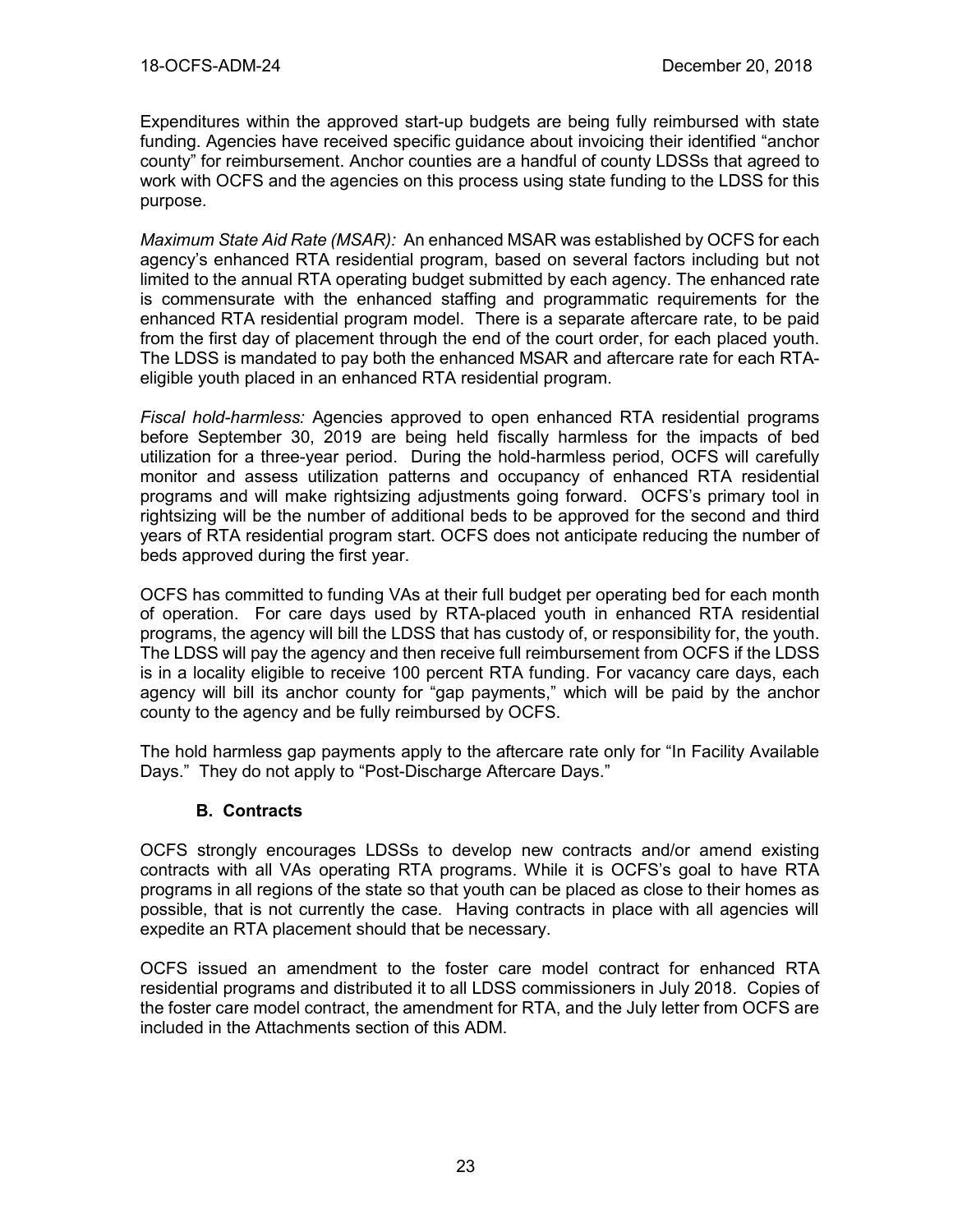Expenditures within the approved start-up budgets are being fully reimbursed with state funding. Agencies have received specific guidance about invoicing their identified "anchor county" for reimbursement. Anchor counties are a handful of county LDSSs that agreed to work with OCFS and the agencies on this process using state funding to the LDSS for this purpose.

*Maximum State Aid Rate (MSAR):* An enhanced MSAR was established by OCFS for each agency's enhanced RTA residential program, based on several factors including but not limited to the annual RTA operating budget submitted by each agency. The enhanced rate is commensurate with the enhanced staffing and programmatic requirements for the enhanced RTA residential program model. There is a separate aftercare rate, to be paid from the first day of placement through the end of the court order, for each placed youth. The LDSS is mandated to pay both the enhanced MSAR and aftercare rate for each RTA-eligible youth placed in an enhanced RTA residential program.

*Fiscal hold-harmless:* Agencies approved to open enhanced RTA residential programs before September 30, 2019 are being held fiscally harmless for the impacts of bed utilization for a three-year period. During the hold-harmless period, OCFS will carefully monitor and assess utilization patterns and occupancy of enhanced RTA residential programs and will make rightsizing adjustments going forward. OCFS's primary tool in rightsizing will be the number of additional beds to be approved for the second and third years of RTA residential program start. OCFS does not anticipate reducing the number of beds approved during the first year.

OCFS has committed to funding VAs at their full budget per operating bed for each month of operation. For care days used by RTA-placed youth in enhanced RTA residential programs, the agency will bill the LDSS that has custody of, or responsibility for, the youth. The LDSS will pay the agency and then receive full reimbursement from OCFS if the LDSS is in a locality eligible to receive 100 percent RTA funding. For vacancy care days, each agency will bill its anchor county for "gap payments," which will be paid by the anchor county to the agency and be fully reimbursed by OCFS.

The hold harmless gap payments apply to the aftercare rate only for "In Facility Available Days." They do not apply to "Post-Discharge Aftercare Days."

### B. Contracts

OCFS strongly encourages LDSSs to develop new contracts and/or amend existing contracts with all VAs operating RTA programs. While it is OCFS's goal to have RTA programs in all regions of the state so that youth can be placed as close to their homes as possible, that is not currently the case. Having contracts in place with all agencies will expedite an RTA placement should that be necessary.

OCFS issued an amendment to the foster care model contract for enhanced RTA residential programs and distributed it to all LDSS commissioners in July 2018. Copies of the foster care model contract, the amendment for RTA, and the July letter from OCFS are included in the Attachments section of this ADM.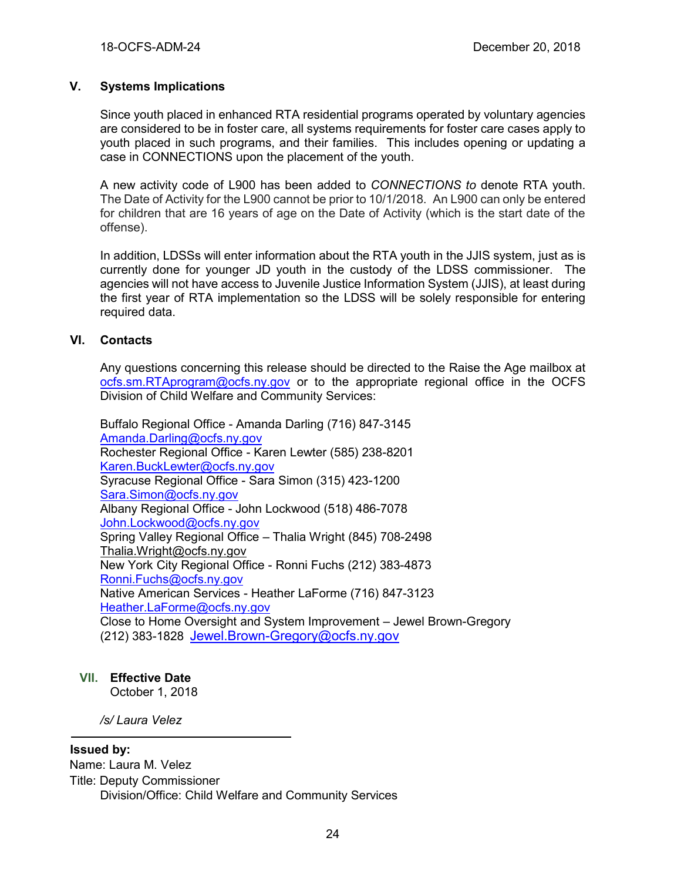## V. Systems Implications

Since youth placed in enhanced RTA residential programs operated by voluntary agencies are considered to be in foster care, all systems requirements for foster care cases apply to youth placed in such programs, and their families. This includes opening or updating a case in CONNECTIONS upon the placement of the youth.

A new activity code of L900 has been added to *CONNECTIONS to* denote RTA youth. The Date of Activity for the L900 cannot be prior to 10/1/2018. An L900 can only be entered for children that are 16 years of age on the Date of Activity (which is the start date of the offense).

In addition, LDSSs will enter information about the RTA youth in the JJIS system, just as is currently done for younger JD youth in the custody of the LDSS commissioner. The agencies will not have access to Juvenile Justice Information System (JJIS), at least during the first year of RTA implementation so the LDSS will be solely responsible for entering required data.

## VI. Contacts

Any questions concerning this release should be directed to the Raise the Age mailbox at ocfs.sm.RTAprogram@ocfs.ny.gov or to the appropriate regional office in the OCFS Division of Child Welfare and Community Services:

Buffalo Regional Office - Amanda Darling (716) 847-3145
Amanda.Darling@ocfs.ny.gov
Rochester Regional Office - Karen Lewter (585) 238-8201
Karen.BuckLewter@ocfs.ny.gov
Syracuse Regional Office - Sara Simon (315) 423-1200
Sara.Simon@ocfs.ny.gov
Albany Regional Office - John Lockwood (518) 486-7078
John.Lockwood@ocfs.ny.gov
Spring Valley Regional Office – Thalia Wright (845) 708-2498
Thalia.Wright@ocfs.ny.gov
New York City Regional Office - Ronni Fuchs (212) 383-4873
Ronni.Fuchs@ocfs.ny.gov
Native American Services - Heather LaForme (716) 847-3123
Heather.LaForme@ocfs.ny.gov
Close to Home Oversight and System Improvement – Jewel Brown-Gregory (212) 383-1828 Jewel.Brown-Gregory@ocfs.ny.gov

## VII. Effective Date

October 1, 2018

*/s/ Laura Velez*

---

**Issued by:**
Name: Laura M. Velez
Title: Deputy Commissioner
Division/Office: Child Welfare and Community Services